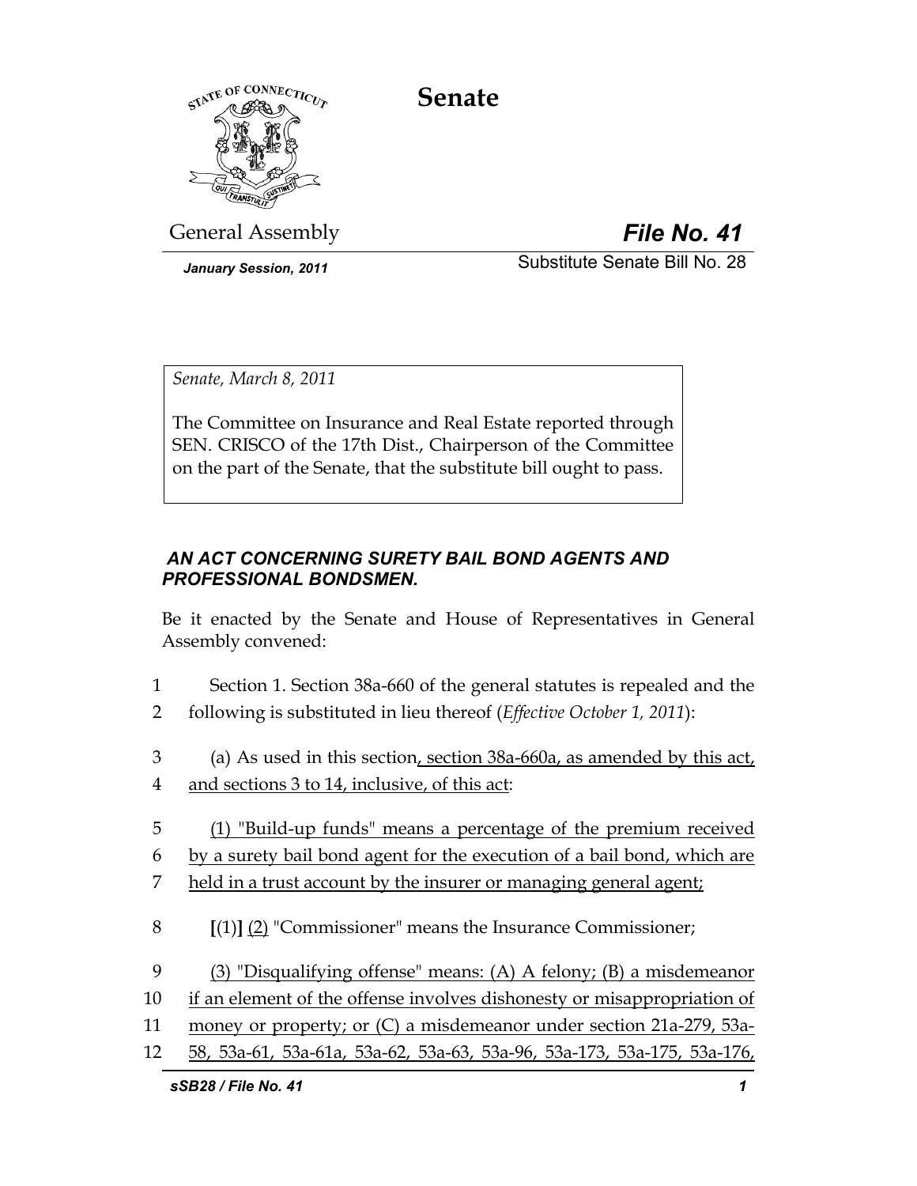# Senate

General Assembly **File No. 41**

*January Session, 2011* Substitute Senate Bill No. 28

*Senate, March 8, 2011*

The Committee on Insurance and Real Estate reported through SEN. CRISCO of the 17th Dist., Chairperson of the Committee on the part of the Senate, that the substitute bill ought to pass.

***AN ACT CONCERNING SURETY BAIL BOND AGENTS AND PROFESSIONAL BONDSMEN.***

Be it enacted by the Senate and House of Representatives in General Assembly convened:

1 Section 1. Section 38a-660 of the general statutes is repealed and the
2 following is substituted in lieu thereof (*Effective October 1, 2011*):

3 (a) As used in this section, section 38a-660a, as amended by this act,
4 and sections 3 to 14, inclusive, of this act:

5 (1) "Build-up funds" means a percentage of the premium received
6 by a surety bail bond agent for the execution of a bail bond, which are
7 held in a trust account by the insurer or managing general agent;

8 [(1)] (2) "Commissioner" means the Insurance Commissioner;

9 (3) "Disqualifying offense" means: (A) A felony; (B) a misdemeanor
10 if an element of the offense involves dishonesty or misappropriation of
11 money or property; or (C) a misdemeanor under section 21a-279, 53a-
12 58, 53a-61, 53a-61a, 53a-62, 53a-63, 53a-96, 53a-173, 53a-175, 53a-176,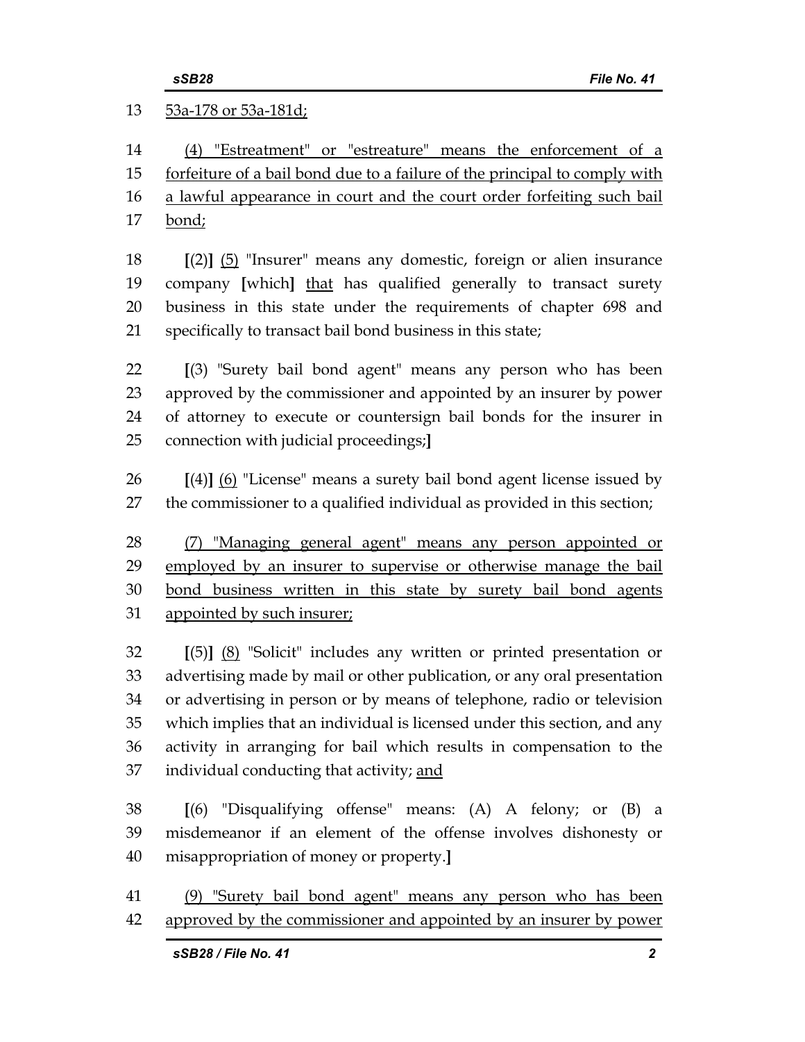13 53a-178 or 53a-181d;

14 (4) "Estreatment" or "estreature" means the enforcement of a
15 forfeiture of a bail bond due to a failure of the principal to comply with
16 a lawful appearance in court and the court order forfeiting such bail
17 bond;

18 [(2)] (5) "Insurer" means any domestic, foreign or alien insurance
19 company [which] that has qualified generally to transact surety
20 business in this state under the requirements of chapter 698 and
21 specifically to transact bail bond business in this state;

22 [(3) "Surety bail bond agent" means any person who has been
23 approved by the commissioner and appointed by an insurer by power
24 of attorney to execute or countersign bail bonds for the insurer in
25 connection with judicial proceedings;]

26 [(4)] (6) "License" means a surety bail bond agent license issued by
27 the commissioner to a qualified individual as provided in this section;

28 (7) "Managing general agent" means any person appointed or
29 employed by an insurer to supervise or otherwise manage the bail
30 bond business written in this state by surety bail bond agents
31 appointed by such insurer;

32 [(5)] (8) "Solicit" includes any written or printed presentation or
33 advertising made by mail or other publication, or any oral presentation
34 or advertising in person or by means of telephone, radio or television
35 which implies that an individual is licensed under this section, and any
36 activity in arranging for bail which results in compensation to the
37 individual conducting that activity; and

38 [(6) "Disqualifying offense" means: (A) A felony; or (B) a
39 misdemeanor if an element of the offense involves dishonesty or
40 misappropriation of money or property.]

41 (9) "Surety bail bond agent" means any person who has been
42 approved by the commissioner and appointed by an insurer by power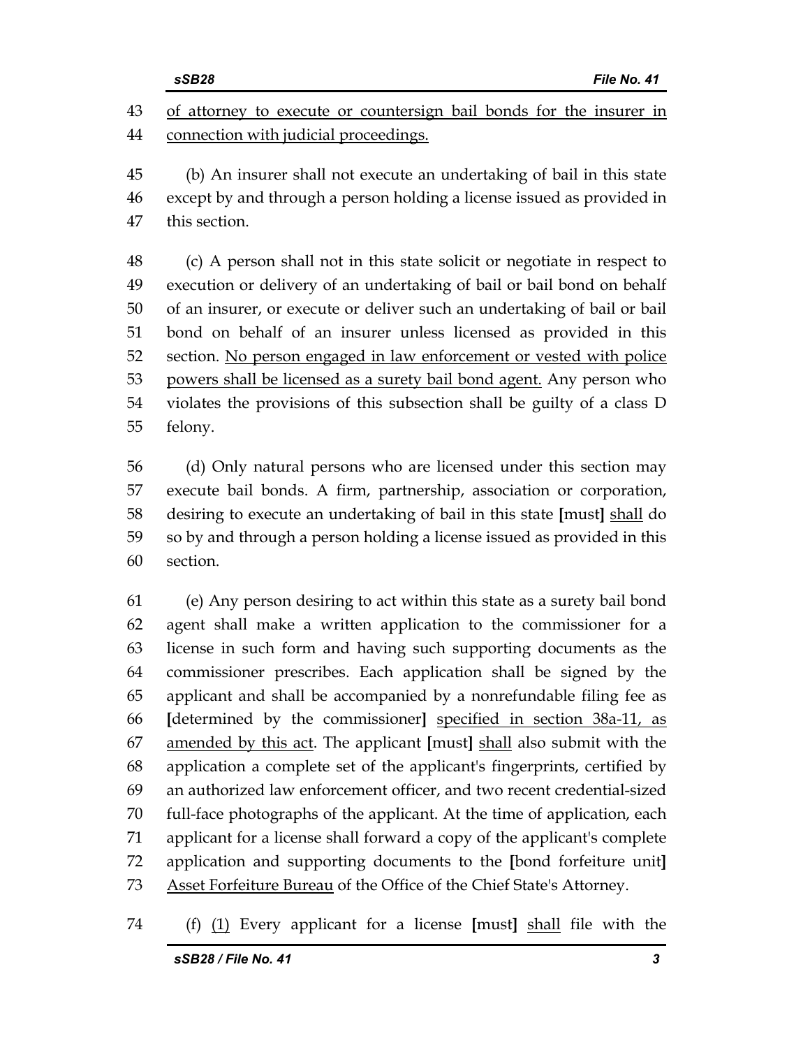43 of attorney to execute or countersign bail bonds for the insurer in
44 connection with judicial proceedings.

45 (b) An insurer shall not execute an undertaking of bail in this state
46 except by and through a person holding a license issued as provided in
47 this section.

48 (c) A person shall not in this state solicit or negotiate in respect to
49 execution or delivery of an undertaking of bail or bail bond on behalf
50 of an insurer, or execute or deliver such an undertaking of bail or bail
51 bond on behalf of an insurer unless licensed as provided in this
52 section. No person engaged in law enforcement or vested with police
53 powers shall be licensed as a surety bail bond agent. Any person who
54 violates the provisions of this subsection shall be guilty of a class D
55 felony.

56 (d) Only natural persons who are licensed under this section may
57 execute bail bonds. A firm, partnership, association or corporation,
58 desiring to execute an undertaking of bail in this state **[**must**]** shall do
59 so by and through a person holding a license issued as provided in this
60 section.

61 (e) Any person desiring to act within this state as a surety bail bond
62 agent shall make a written application to the commissioner for a
63 license in such form and having such supporting documents as the
64 commissioner prescribes. Each application shall be signed by the
65 applicant and shall be accompanied by a nonrefundable filing fee as
66 **[**determined by the commissioner**]** specified in section 38a-11, as
67 amended by this act. The applicant **[**must**]** shall also submit with the
68 application a complete set of the applicant's fingerprints, certified by
69 an authorized law enforcement officer, and two recent credential-sized
70 full-face photographs of the applicant. At the time of application, each
71 applicant for a license shall forward a copy of the applicant's complete
72 application and supporting documents to the **[**bond forfeiture unit**]**
73 Asset Forfeiture Bureau of the Office of the Chief State's Attorney.

74 (f) (1) Every applicant for a license **[**must**]** shall file with the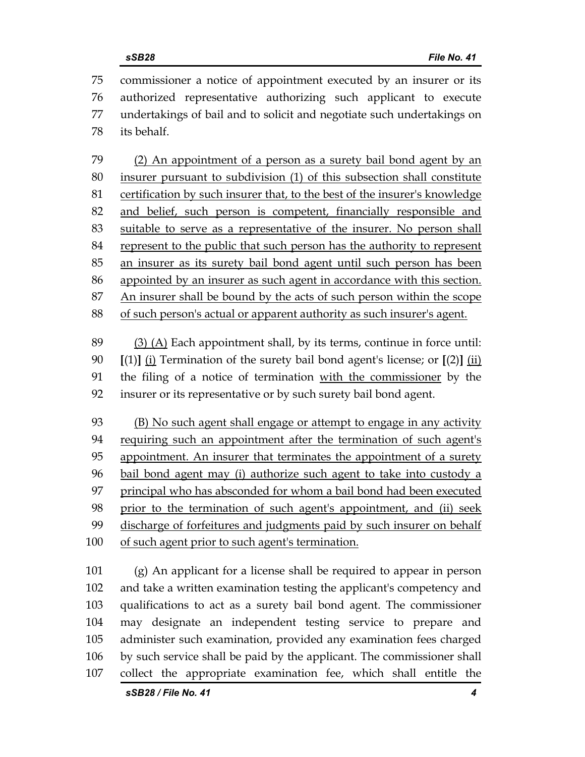75 commissioner a notice of appointment executed by an insurer or its
76 authorized representative authorizing such applicant to execute
77 undertakings of bail and to solicit and negotiate such undertakings on
78 its behalf.

79 <u>(2) An appointment of a person as a surety bail bond agent by an</u>
80 <u>insurer pursuant to subdivision (1) of this subsection shall constitute</u>
81 <u>certification by such insurer that, to the best of the insurer's knowledge</u>
82 <u>and belief, such person is competent, financially responsible and</u>
83 <u>suitable to serve as a representative of the insurer. No person shall</u>
84 <u>represent to the public that such person has the authority to represent</u>
85 <u>an insurer as its surety bail bond agent until such person has been</u>
86 <u>appointed by an insurer as such agent in accordance with this section.</u>
87 <u>An insurer shall be bound by the acts of such person within the scope</u>
88 <u>of such person's actual or apparent authority as such insurer's agent.</u>

89 <u>(3) (A)</u> Each appointment shall, by its terms, continue in force until:
90 **[**(1)**]** <u>(i)</u> Termination of the surety bail bond agent's license; or **[**(2)**]** <u>(ii)</u>
91 the filing of a notice of termination <u>with the commissioner</u> by the
92 insurer or its representative or by such surety bail bond agent.

93 <u>(B) No such agent shall engage or attempt to engage in any activity</u>
94 <u>requiring such an appointment after the termination of such agent's</u>
95 <u>appointment. An insurer that terminates the appointment of a surety</u>
96 <u>bail bond agent may (i) authorize such agent to take into custody a</u>
97 <u>principal who has absconded for whom a bail bond had been executed</u>
98 <u>prior to the termination of such agent's appointment, and (ii) seek</u>
99 <u>discharge of forfeitures and judgments paid by such insurer on behalf</u>
100 <u>of such agent prior to such agent's termination.</u>

101 (g) An applicant for a license shall be required to appear in person
102 and take a written examination testing the applicant's competency and
103 qualifications to act as a surety bail bond agent. The commissioner
104 may designate an independent testing service to prepare and
105 administer such examination, provided any examination fees charged
106 by such service shall be paid by the applicant. The commissioner shall
107 collect the appropriate examination fee, which shall entitle the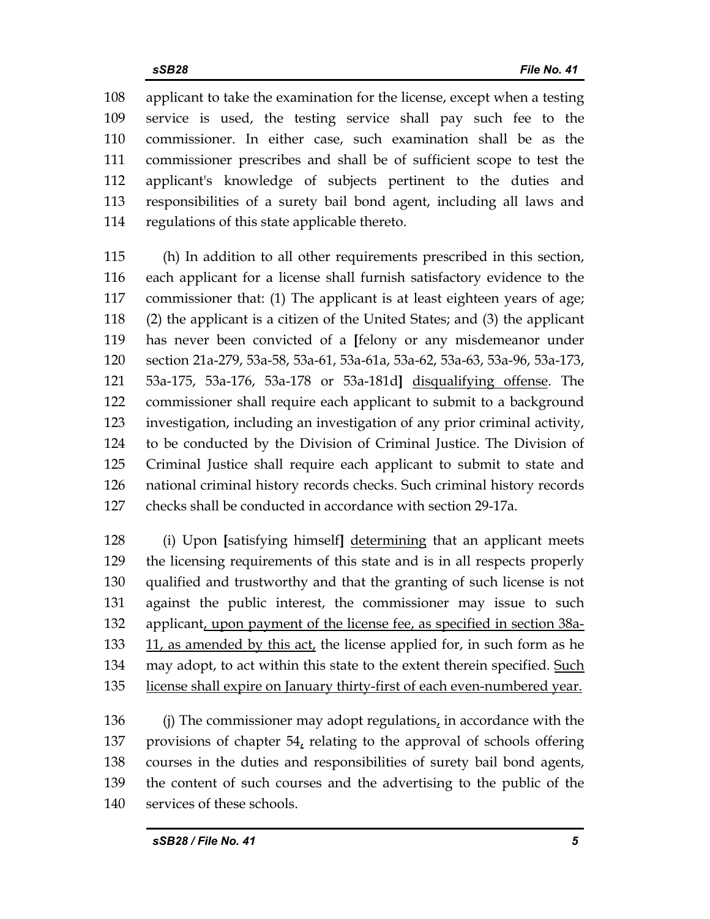applicant to take the examination for the license, except when a testing service is used, the testing service shall pay such fee to the commissioner. In either case, such examination shall be as the commissioner prescribes and shall be of sufficient scope to test the applicant's knowledge of subjects pertinent to the duties and responsibilities of a surety bail bond agent, including all laws and regulations of this state applicable thereto.

(h) In addition to all other requirements prescribed in this section, each applicant for a license shall furnish satisfactory evidence to the commissioner that: (1) The applicant is at least eighteen years of age; (2) the applicant is a citizen of the United States; and (3) the applicant has never been convicted of a [felony or any misdemeanor under section 21a-279, 53a-58, 53a-61, 53a-61a, 53a-62, 53a-63, 53a-96, 53a-173, 53a-175, 53a-176, 53a-178 or 53a-181d] <u>disqualifying offense</u>. The commissioner shall require each applicant to submit to a background investigation, including an investigation of any prior criminal activity, to be conducted by the Division of Criminal Justice. The Division of Criminal Justice shall require each applicant to submit to state and national criminal history records checks. Such criminal history records checks shall be conducted in accordance with section 29-17a.

(i) Upon [satisfying himself] <u>determining</u> that an applicant meets the licensing requirements of this state and is in all respects properly qualified and trustworthy and that the granting of such license is not against the public interest, the commissioner may issue to such applicant<u>, upon payment of the license fee, as specified in section 38a-11, as amended by this act,</u> the license applied for, in such form as he may adopt, to act within this state to the extent therein specified. <u>Such license shall expire on January thirty-first of each even-numbered year.</u>

(j) The commissioner may adopt regulations<u>,</u> in accordance with the provisions of chapter 54<u>,</u> relating to the approval of schools offering courses in the duties and responsibilities of surety bail bond agents, the content of such courses and the advertising to the public of the services of these schools.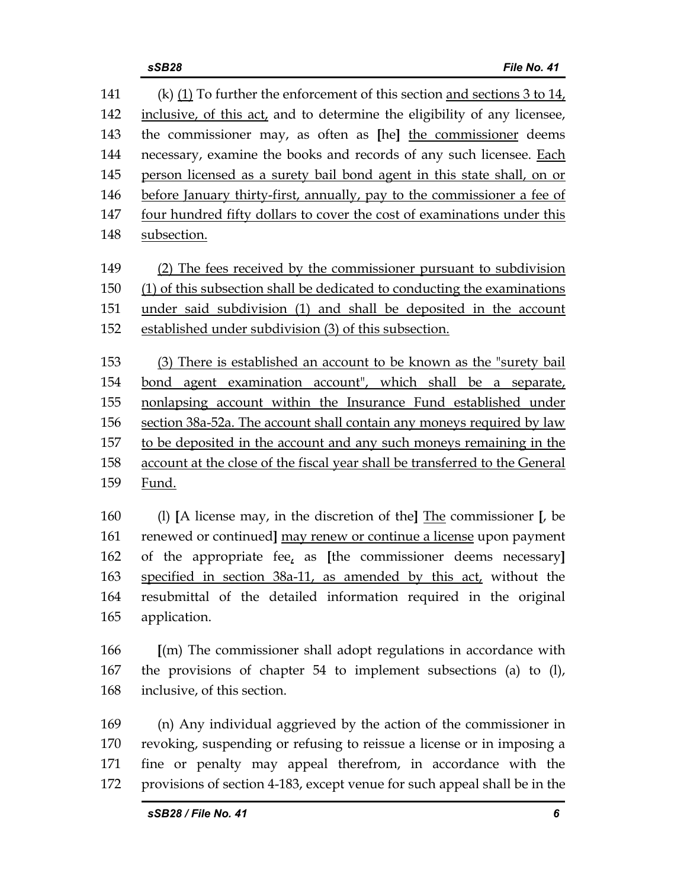141 (k) (1) To further the enforcement of this section and sections 3 to 14,
142 inclusive, of this act, and to determine the eligibility of any licensee,
143 the commissioner may, as often as [he] the commissioner deems
144 necessary, examine the books and records of any such licensee. Each
145 person licensed as a surety bail bond agent in this state shall, on or
146 before January thirty-first, annually, pay to the commissioner a fee of
147 four hundred fifty dollars to cover the cost of examinations under this
148 subsection.

149 (2) The fees received by the commissioner pursuant to subdivision
150 (1) of this subsection shall be dedicated to conducting the examinations
151 under said subdivision (1) and shall be deposited in the account
152 established under subdivision (3) of this subsection.

153 (3) There is established an account to be known as the "surety bail
154 bond agent examination account", which shall be a separate,
155 nonlapsing account within the Insurance Fund established under
156 section 38a-52a. The account shall contain any moneys required by law
157 to be deposited in the account and any such moneys remaining in the
158 account at the close of the fiscal year shall be transferred to the General
159 Fund.

160 (l) [A license may, in the discretion of the] The commissioner [, be
161 renewed or continued] may renew or continue a license upon payment
162 of the appropriate fee, as [the commissioner deems necessary]
163 specified in section 38a-11, as amended by this act, without the
164 resubmittal of the detailed information required in the original
165 application.

166 [(m) The commissioner shall adopt regulations in accordance with
167 the provisions of chapter 54 to implement subsections (a) to (l),
168 inclusive, of this section.

169 (n) Any individual aggrieved by the action of the commissioner in
170 revoking, suspending or refusing to reissue a license or in imposing a
171 fine or penalty may appeal therefrom, in accordance with the
172 provisions of section 4-183, except venue for such appeal shall be in the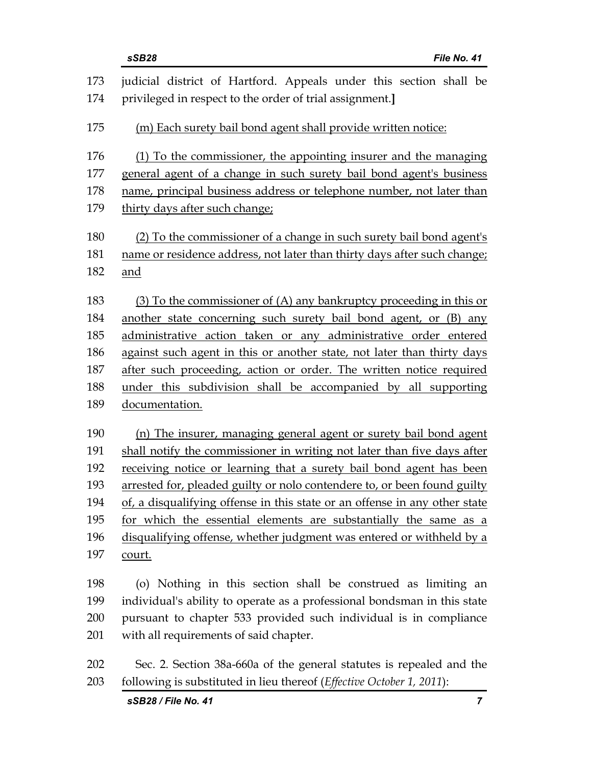judicial district of Hartford. Appeals under this section shall be privileged in respect to the order of trial assignment.]

(m) Each surety bail bond agent shall provide written notice:

(1) To the commissioner, the appointing insurer and the managing general agent of a change in such surety bail bond agent's business name, principal business address or telephone number, not later than thirty days after such change;

(2) To the commissioner of a change in such surety bail bond agent's name or residence address, not later than thirty days after such change; and

(3) To the commissioner of (A) any bankruptcy proceeding in this or another state concerning such surety bail bond agent, or (B) any administrative action taken or any administrative order entered against such agent in this or another state, not later than thirty days after such proceeding, action or order. The written notice required under this subdivision shall be accompanied by all supporting documentation.

(n) The insurer, managing general agent or surety bail bond agent shall notify the commissioner in writing not later than five days after receiving notice or learning that a surety bail bond agent has been arrested for, pleaded guilty or nolo contendere to, or been found guilty of, a disqualifying offense in this state or an offense in any other state for which the essential elements are substantially the same as a disqualifying offense, whether judgment was entered or withheld by a court.

(o) Nothing in this section shall be construed as limiting an individual's ability to operate as a professional bondsman in this state pursuant to chapter 533 provided such individual is in compliance with all requirements of said chapter.

Sec. 2. Section 38a-660a of the general statutes is repealed and the following is substituted in lieu thereof (*Effective October 1, 2011*):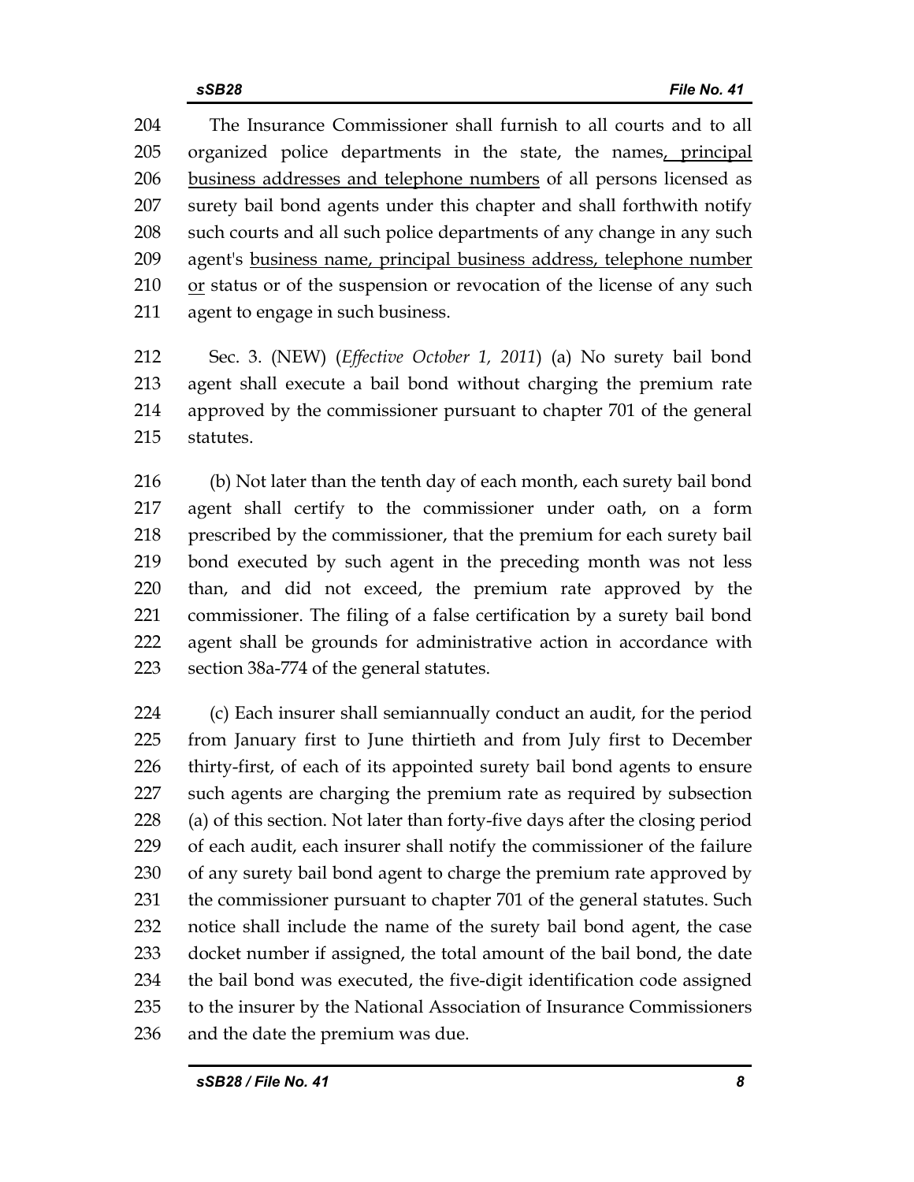204 The Insurance Commissioner shall furnish to all courts and to all 205 organized police departments in the state, the names<u>, principal</u> 206 <u>business addresses and telephone numbers</u> of all persons licensed as 207 surety bail bond agents under this chapter and shall forthwith notify 208 such courts and all such police departments of any change in any such 209 agent's <u>business name, principal business address, telephone number</u> 210 <u>or</u> status or of the suspension or revocation of the license of any such 211 agent to engage in such business.

212 Sec. 3. (NEW) (*Effective October 1, 2011*) (a) No surety bail bond 213 agent shall execute a bail bond without charging the premium rate 214 approved by the commissioner pursuant to chapter 701 of the general 215 statutes.

216 (b) Not later than the tenth day of each month, each surety bail bond 217 agent shall certify to the commissioner under oath, on a form 218 prescribed by the commissioner, that the premium for each surety bail 219 bond executed by such agent in the preceding month was not less 220 than, and did not exceed, the premium rate approved by the 221 commissioner. The filing of a false certification by a surety bail bond 222 agent shall be grounds for administrative action in accordance with 223 section 38a-774 of the general statutes.

224 (c) Each insurer shall semiannually conduct an audit, for the period 225 from January first to June thirtieth and from July first to December 226 thirty-first, of each of its appointed surety bail bond agents to ensure 227 such agents are charging the premium rate as required by subsection 228 (a) of this section. Not later than forty-five days after the closing period 229 of each audit, each insurer shall notify the commissioner of the failure 230 of any surety bail bond agent to charge the premium rate approved by 231 the commissioner pursuant to chapter 701 of the general statutes. Such 232 notice shall include the name of the surety bail bond agent, the case 233 docket number if assigned, the total amount of the bail bond, the date 234 the bail bond was executed, the five-digit identification code assigned 235 to the insurer by the National Association of Insurance Commissioners 236 and the date the premium was due.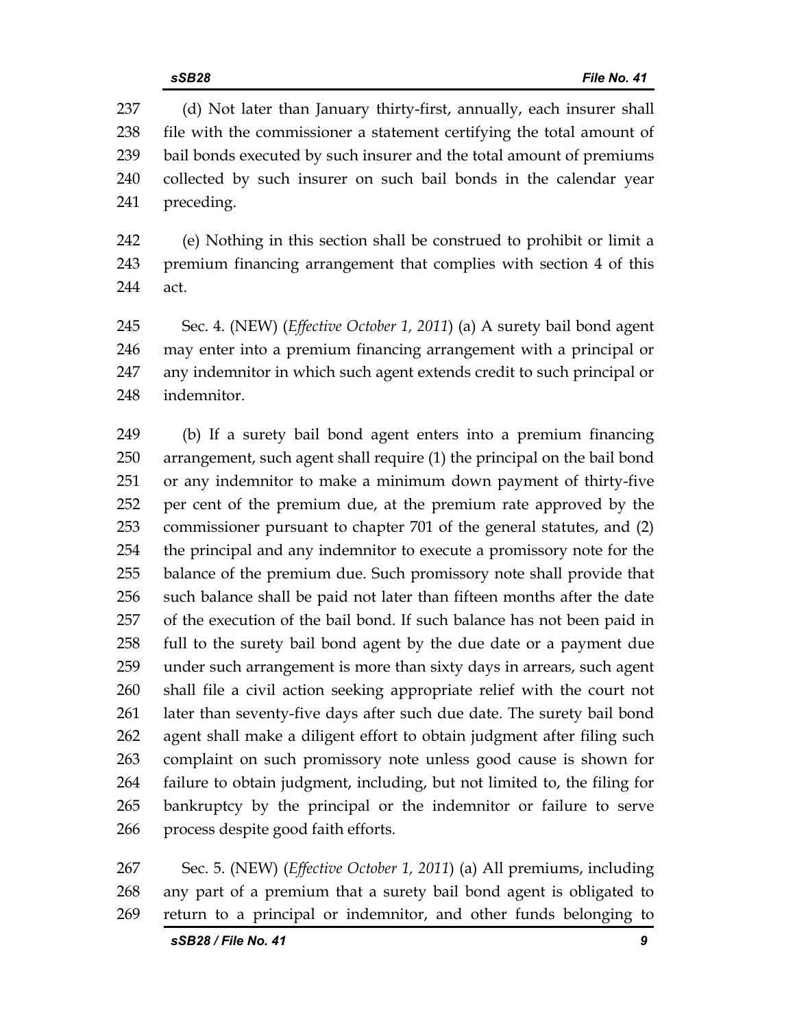(d) Not later than January thirty-first, annually, each insurer shall file with the commissioner a statement certifying the total amount of bail bonds executed by such insurer and the total amount of premiums collected by such insurer on such bail bonds in the calendar year preceding.

(e) Nothing in this section shall be construed to prohibit or limit a premium financing arrangement that complies with section 4 of this act.

Sec. 4. (NEW) (*Effective October 1, 2011*) (a) A surety bail bond agent may enter into a premium financing arrangement with a principal or any indemnitor in which such agent extends credit to such principal or indemnitor.

(b) If a surety bail bond agent enters into a premium financing arrangement, such agent shall require (1) the principal on the bail bond or any indemnitor to make a minimum down payment of thirty-five per cent of the premium due, at the premium rate approved by the commissioner pursuant to chapter 701 of the general statutes, and (2) the principal and any indemnitor to execute a promissory note for the balance of the premium due. Such promissory note shall provide that such balance shall be paid not later than fifteen months after the date of the execution of the bail bond. If such balance has not been paid in full to the surety bail bond agent by the due date or a payment due under such arrangement is more than sixty days in arrears, such agent shall file a civil action seeking appropriate relief with the court not later than seventy-five days after such due date. The surety bail bond agent shall make a diligent effort to obtain judgment after filing such complaint on such promissory note unless good cause is shown for failure to obtain judgment, including, but not limited to, the filing for bankruptcy by the principal or the indemnitor or failure to serve process despite good faith efforts.

Sec. 5. (NEW) (*Effective October 1, 2011*) (a) All premiums, including any part of a premium that a surety bail bond agent is obligated to return to a principal or indemnitor, and other funds belonging to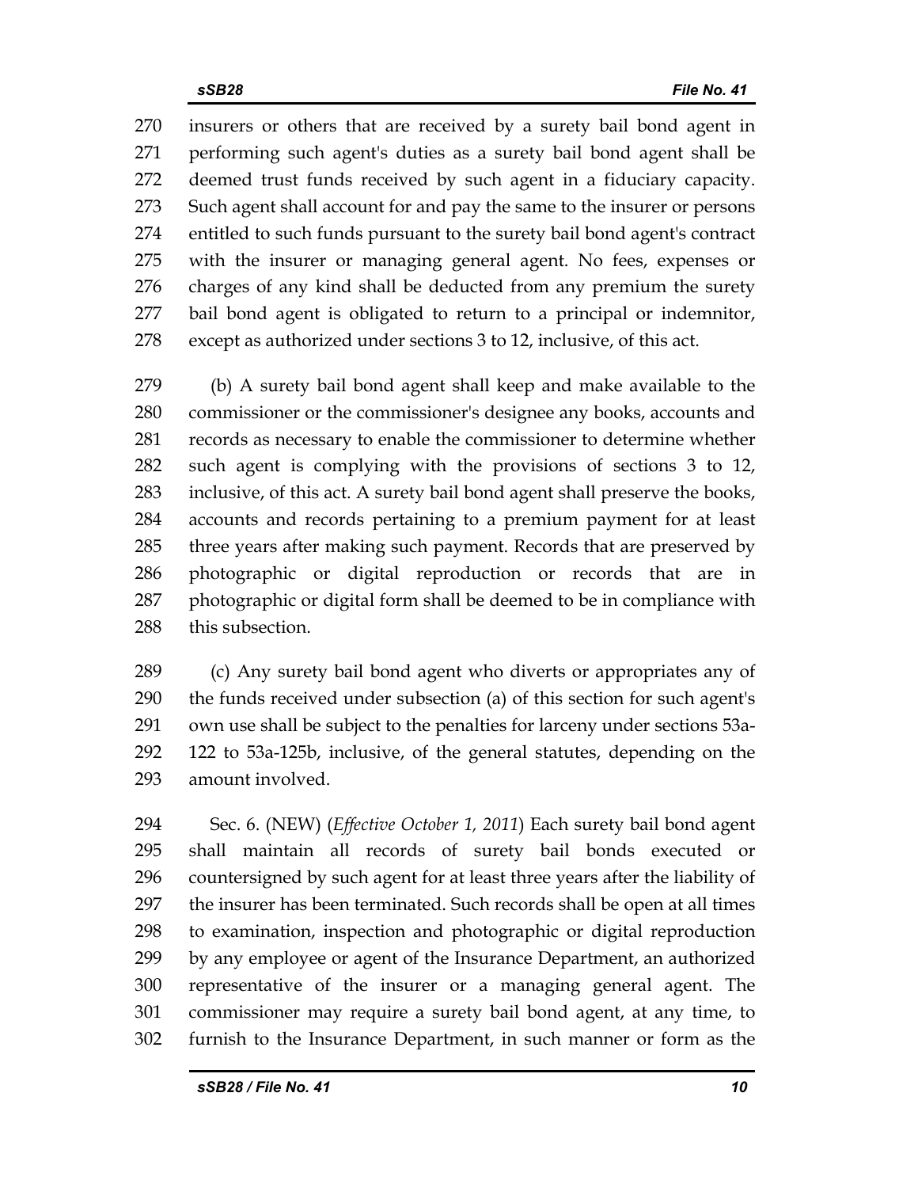insurers or others that are received by a surety bail bond agent in performing such agent's duties as a surety bail bond agent shall be deemed trust funds received by such agent in a fiduciary capacity. Such agent shall account for and pay the same to the insurer or persons entitled to such funds pursuant to the surety bail bond agent's contract with the insurer or managing general agent. No fees, expenses or charges of any kind shall be deducted from any premium the surety bail bond agent is obligated to return to a principal or indemnitor, except as authorized under sections 3 to 12, inclusive, of this act.

(b) A surety bail bond agent shall keep and make available to the commissioner or the commissioner's designee any books, accounts and records as necessary to enable the commissioner to determine whether such agent is complying with the provisions of sections 3 to 12, inclusive, of this act. A surety bail bond agent shall preserve the books, accounts and records pertaining to a premium payment for at least three years after making such payment. Records that are preserved by photographic or digital reproduction or records that are in photographic or digital form shall be deemed to be in compliance with this subsection.

(c) Any surety bail bond agent who diverts or appropriates any of the funds received under subsection (a) of this section for such agent's own use shall be subject to the penalties for larceny under sections 53a-122 to 53a-125b, inclusive, of the general statutes, depending on the amount involved.

Sec. 6. (NEW) (*Effective October 1, 2011*) Each surety bail bond agent shall maintain all records of surety bail bonds executed or countersigned by such agent for at least three years after the liability of the insurer has been terminated. Such records shall be open at all times to examination, inspection and photographic or digital reproduction by any employee or agent of the Insurance Department, an authorized representative of the insurer or a managing general agent. The commissioner may require a surety bail bond agent, at any time, to furnish to the Insurance Department, in such manner or form as the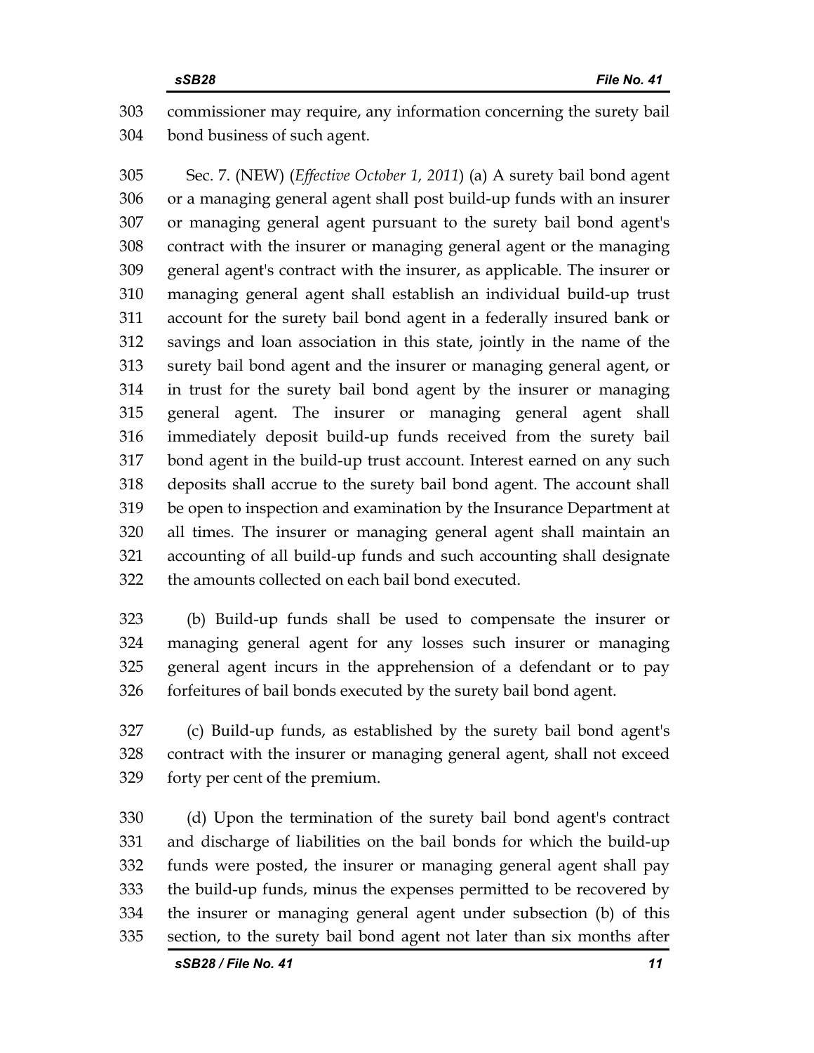commissioner may require, any information concerning the surety bail bond business of such agent.

Sec. 7. (NEW) (*Effective October 1, 2011*) (a) A surety bail bond agent or a managing general agent shall post build-up funds with an insurer or managing general agent pursuant to the surety bail bond agent's contract with the insurer or managing general agent or the managing general agent's contract with the insurer, as applicable. The insurer or managing general agent shall establish an individual build-up trust account for the surety bail bond agent in a federally insured bank or savings and loan association in this state, jointly in the name of the surety bail bond agent and the insurer or managing general agent, or in trust for the surety bail bond agent by the insurer or managing general agent. The insurer or managing general agent shall immediately deposit build-up funds received from the surety bail bond agent in the build-up trust account. Interest earned on any such deposits shall accrue to the surety bail bond agent. The account shall be open to inspection and examination by the Insurance Department at all times. The insurer or managing general agent shall maintain an accounting of all build-up funds and such accounting shall designate the amounts collected on each bail bond executed.

(b) Build-up funds shall be used to compensate the insurer or managing general agent for any losses such insurer or managing general agent incurs in the apprehension of a defendant or to pay forfeitures of bail bonds executed by the surety bail bond agent.

(c) Build-up funds, as established by the surety bail bond agent's contract with the insurer or managing general agent, shall not exceed forty per cent of the premium.

(d) Upon the termination of the surety bail bond agent's contract and discharge of liabilities on the bail bonds for which the build-up funds were posted, the insurer or managing general agent shall pay the build-up funds, minus the expenses permitted to be recovered by the insurer or managing general agent under subsection (b) of this section, to the surety bail bond agent not later than six months after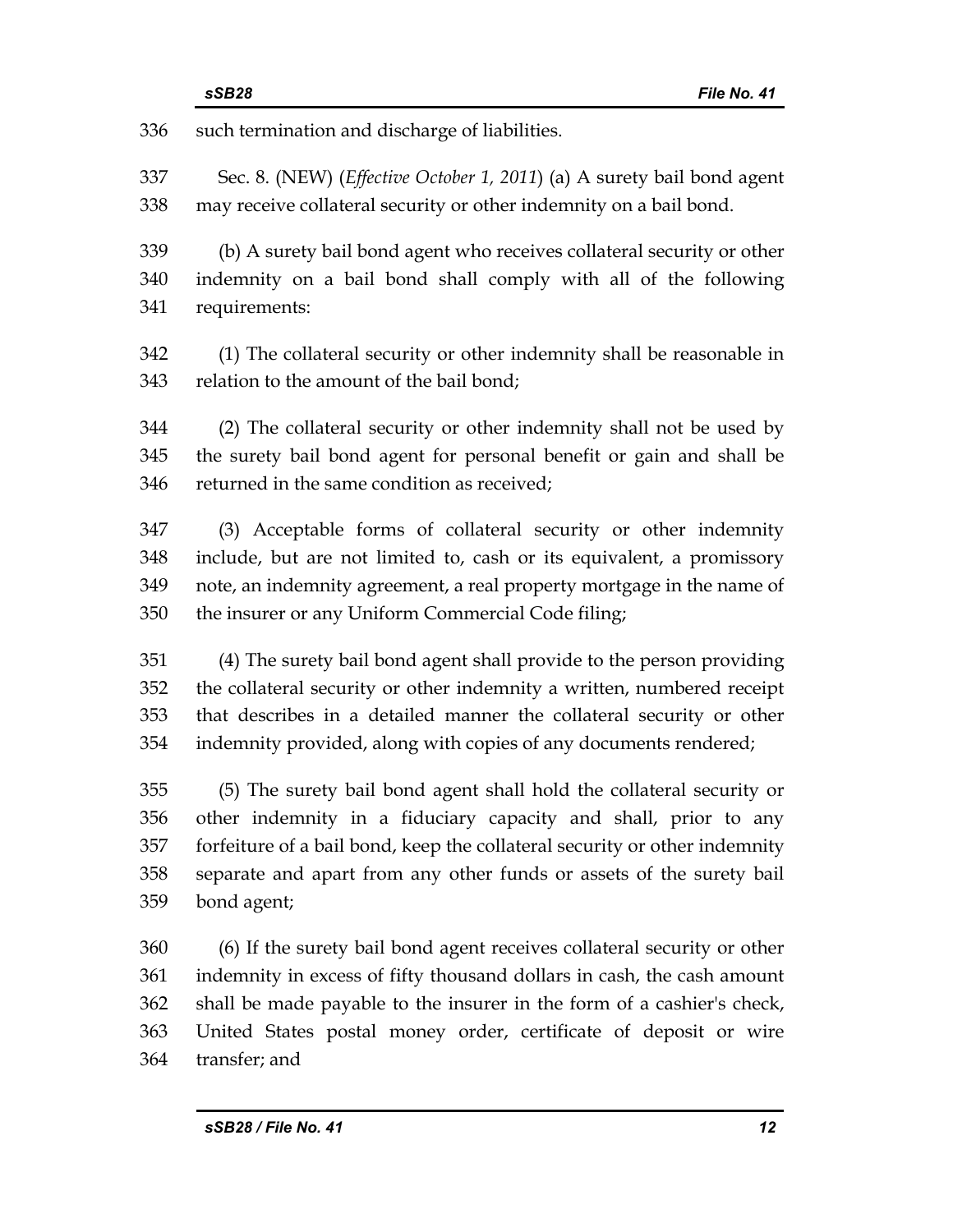such termination and discharge of liabilities.

Sec. 8. (NEW) (*Effective October 1, 2011*) (a) A surety bail bond agent may receive collateral security or other indemnity on a bail bond.

(b) A surety bail bond agent who receives collateral security or other indemnity on a bail bond shall comply with all of the following requirements:

(1) The collateral security or other indemnity shall be reasonable in relation to the amount of the bail bond;

(2) The collateral security or other indemnity shall not be used by the surety bail bond agent for personal benefit or gain and shall be returned in the same condition as received;

(3) Acceptable forms of collateral security or other indemnity include, but are not limited to, cash or its equivalent, a promissory note, an indemnity agreement, a real property mortgage in the name of the insurer or any Uniform Commercial Code filing;

(4) The surety bail bond agent shall provide to the person providing the collateral security or other indemnity a written, numbered receipt that describes in a detailed manner the collateral security or other indemnity provided, along with copies of any documents rendered;

(5) The surety bail bond agent shall hold the collateral security or other indemnity in a fiduciary capacity and shall, prior to any forfeiture of a bail bond, keep the collateral security or other indemnity separate and apart from any other funds or assets of the surety bail bond agent;

(6) If the surety bail bond agent receives collateral security or other indemnity in excess of fifty thousand dollars in cash, the cash amount shall be made payable to the insurer in the form of a cashier's check, United States postal money order, certificate of deposit or wire transfer; and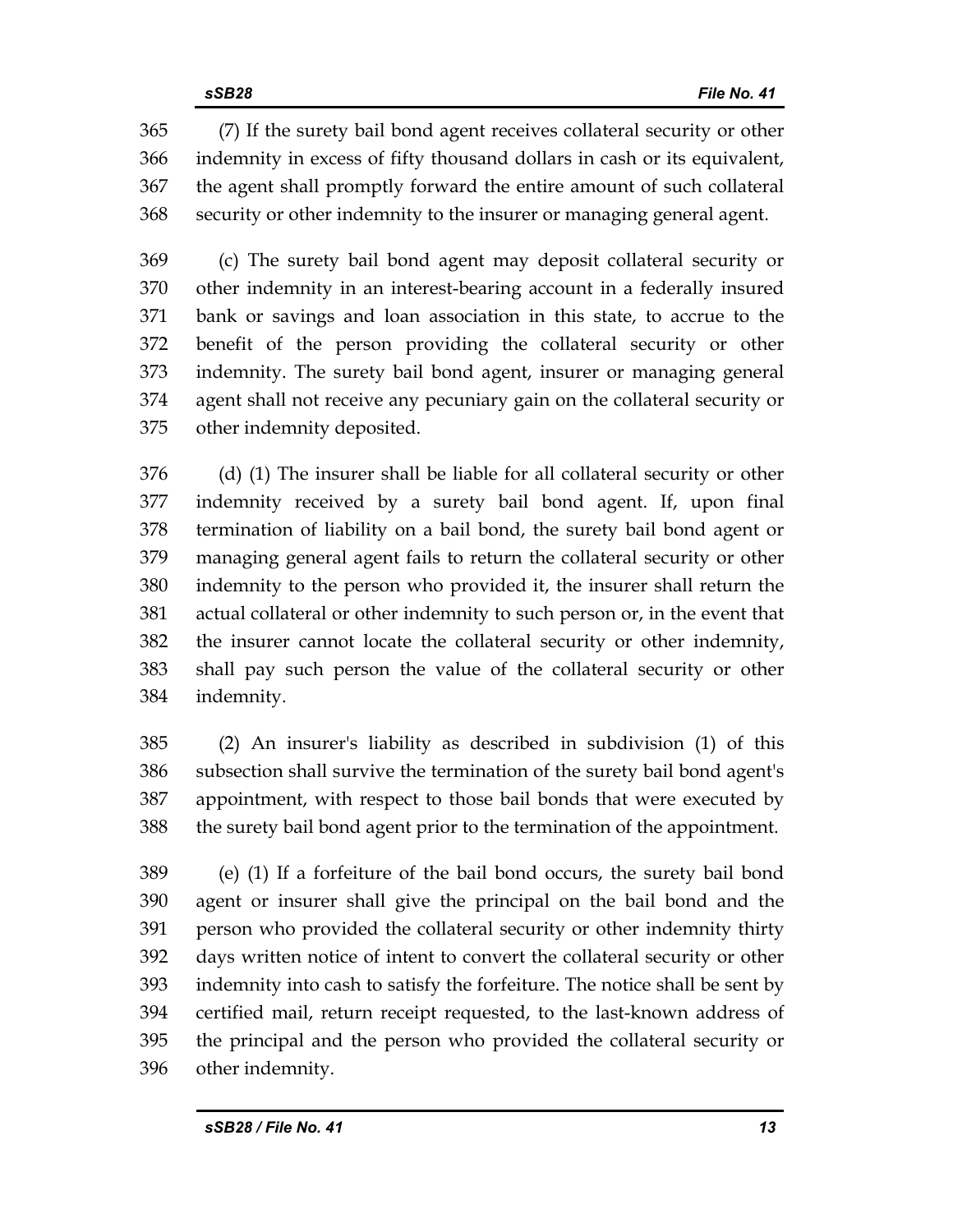(7) If the surety bail bond agent receives collateral security or other indemnity in excess of fifty thousand dollars in cash or its equivalent, the agent shall promptly forward the entire amount of such collateral security or other indemnity to the insurer or managing general agent.

(c) The surety bail bond agent may deposit collateral security or other indemnity in an interest-bearing account in a federally insured bank or savings and loan association in this state, to accrue to the benefit of the person providing the collateral security or other indemnity. The surety bail bond agent, insurer or managing general agent shall not receive any pecuniary gain on the collateral security or other indemnity deposited.

(d) (1) The insurer shall be liable for all collateral security or other indemnity received by a surety bail bond agent. If, upon final termination of liability on a bail bond, the surety bail bond agent or managing general agent fails to return the collateral security or other indemnity to the person who provided it, the insurer shall return the actual collateral or other indemnity to such person or, in the event that the insurer cannot locate the collateral security or other indemnity, shall pay such person the value of the collateral security or other indemnity.

(2) An insurer's liability as described in subdivision (1) of this subsection shall survive the termination of the surety bail bond agent's appointment, with respect to those bail bonds that were executed by the surety bail bond agent prior to the termination of the appointment.

(e) (1) If a forfeiture of the bail bond occurs, the surety bail bond agent or insurer shall give the principal on the bail bond and the person who provided the collateral security or other indemnity thirty days written notice of intent to convert the collateral security or other indemnity into cash to satisfy the forfeiture. The notice shall be sent by certified mail, return receipt requested, to the last-known address of the principal and the person who provided the collateral security or other indemnity.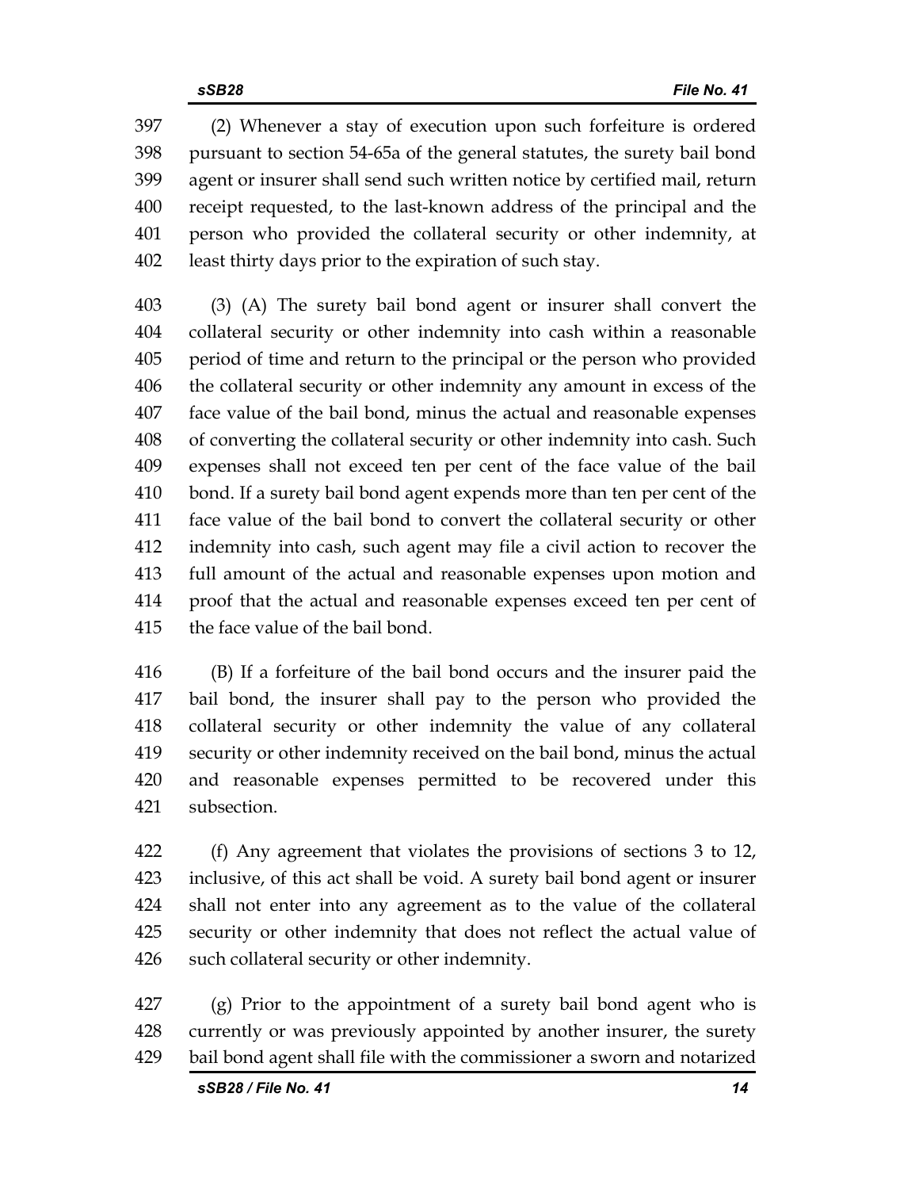(2) Whenever a stay of execution upon such forfeiture is ordered pursuant to section 54-65a of the general statutes, the surety bail bond agent or insurer shall send such written notice by certified mail, return receipt requested, to the last-known address of the principal and the person who provided the collateral security or other indemnity, at least thirty days prior to the expiration of such stay.

(3) (A) The surety bail bond agent or insurer shall convert the collateral security or other indemnity into cash within a reasonable period of time and return to the principal or the person who provided the collateral security or other indemnity any amount in excess of the face value of the bail bond, minus the actual and reasonable expenses of converting the collateral security or other indemnity into cash. Such expenses shall not exceed ten per cent of the face value of the bail bond. If a surety bail bond agent expends more than ten per cent of the face value of the bail bond to convert the collateral security or other indemnity into cash, such agent may file a civil action to recover the full amount of the actual and reasonable expenses upon motion and proof that the actual and reasonable expenses exceed ten per cent of the face value of the bail bond.

(B) If a forfeiture of the bail bond occurs and the insurer paid the bail bond, the insurer shall pay to the person who provided the collateral security or other indemnity the value of any collateral security or other indemnity received on the bail bond, minus the actual and reasonable expenses permitted to be recovered under this subsection.

(f) Any agreement that violates the provisions of sections 3 to 12, inclusive, of this act shall be void. A surety bail bond agent or insurer shall not enter into any agreement as to the value of the collateral security or other indemnity that does not reflect the actual value of such collateral security or other indemnity.

(g) Prior to the appointment of a surety bail bond agent who is currently or was previously appointed by another insurer, the surety bail bond agent shall file with the commissioner a sworn and notarized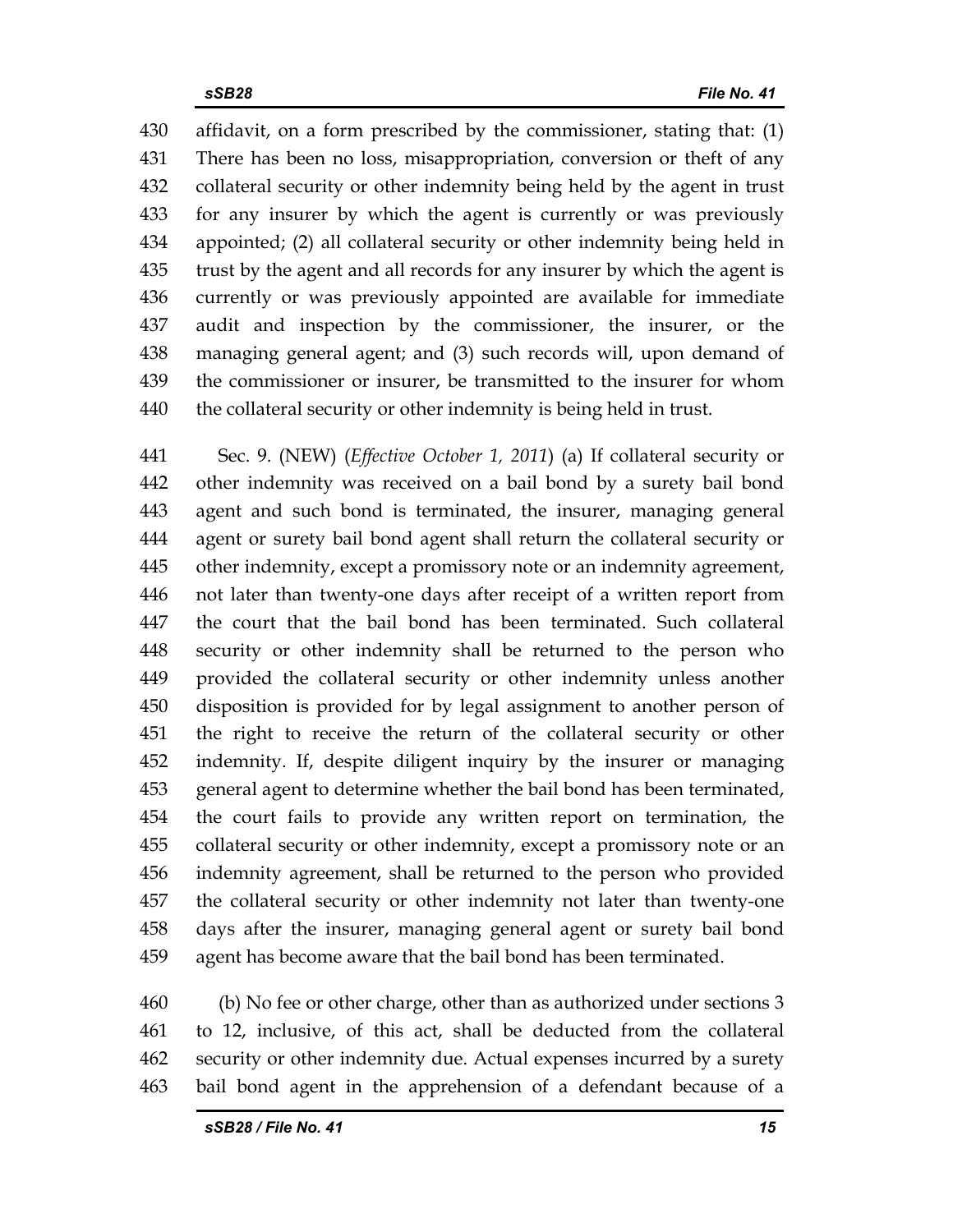affidavit, on a form prescribed by the commissioner, stating that: (1) There has been no loss, misappropriation, conversion or theft of any collateral security or other indemnity being held by the agent in trust for any insurer by which the agent is currently or was previously appointed; (2) all collateral security or other indemnity being held in trust by the agent and all records for any insurer by which the agent is currently or was previously appointed are available for immediate audit and inspection by the commissioner, the insurer, or the managing general agent; and (3) such records will, upon demand of the commissioner or insurer, be transmitted to the insurer for whom the collateral security or other indemnity is being held in trust.

Sec. 9. (NEW) (*Effective October 1, 2011*) (a) If collateral security or other indemnity was received on a bail bond by a surety bail bond agent and such bond is terminated, the insurer, managing general agent or surety bail bond agent shall return the collateral security or other indemnity, except a promissory note or an indemnity agreement, not later than twenty-one days after receipt of a written report from the court that the bail bond has been terminated. Such collateral security or other indemnity shall be returned to the person who provided the collateral security or other indemnity unless another disposition is provided for by legal assignment to another person of the right to receive the return of the collateral security or other indemnity. If, despite diligent inquiry by the insurer or managing general agent to determine whether the bail bond has been terminated, the court fails to provide any written report on termination, the collateral security or other indemnity, except a promissory note or an indemnity agreement, shall be returned to the person who provided the collateral security or other indemnity not later than twenty-one days after the insurer, managing general agent or surety bail bond agent has become aware that the bail bond has been terminated.

(b) No fee or other charge, other than as authorized under sections 3 to 12, inclusive, of this act, shall be deducted from the collateral security or other indemnity due. Actual expenses incurred by a surety bail bond agent in the apprehension of a defendant because of a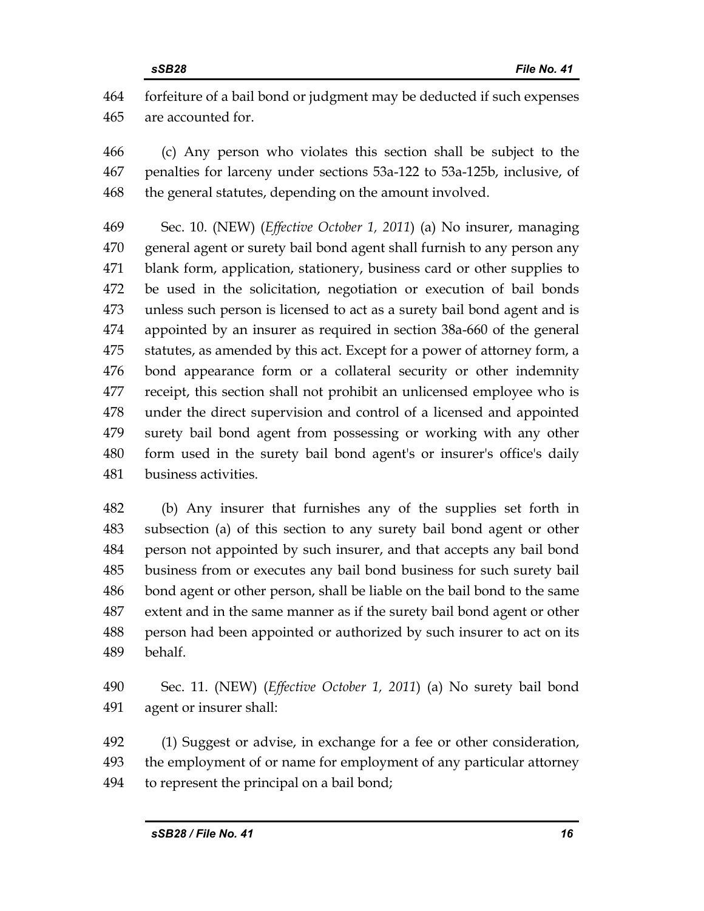forfeiture of a bail bond or judgment may be deducted if such expenses are accounted for.

(c) Any person who violates this section shall be subject to the penalties for larceny under sections 53a-122 to 53a-125b, inclusive, of the general statutes, depending on the amount involved.

Sec. 10. (NEW) (*Effective October 1, 2011*) (a) No insurer, managing general agent or surety bail bond agent shall furnish to any person any blank form, application, stationery, business card or other supplies to be used in the solicitation, negotiation or execution of bail bonds unless such person is licensed to act as a surety bail bond agent and is appointed by an insurer as required in section 38a-660 of the general statutes, as amended by this act. Except for a power of attorney form, a bond appearance form or a collateral security or other indemnity receipt, this section shall not prohibit an unlicensed employee who is under the direct supervision and control of a licensed and appointed surety bail bond agent from possessing or working with any other form used in the surety bail bond agent's or insurer's office's daily business activities.

(b) Any insurer that furnishes any of the supplies set forth in subsection (a) of this section to any surety bail bond agent or other person not appointed by such insurer, and that accepts any bail bond business from or executes any bail bond business for such surety bail bond agent or other person, shall be liable on the bail bond to the same extent and in the same manner as if the surety bail bond agent or other person had been appointed or authorized by such insurer to act on its behalf.

Sec. 11. (NEW) (*Effective October 1, 2011*) (a) No surety bail bond agent or insurer shall:

(1) Suggest or advise, in exchange for a fee or other consideration, the employment of or name for employment of any particular attorney to represent the principal on a bail bond;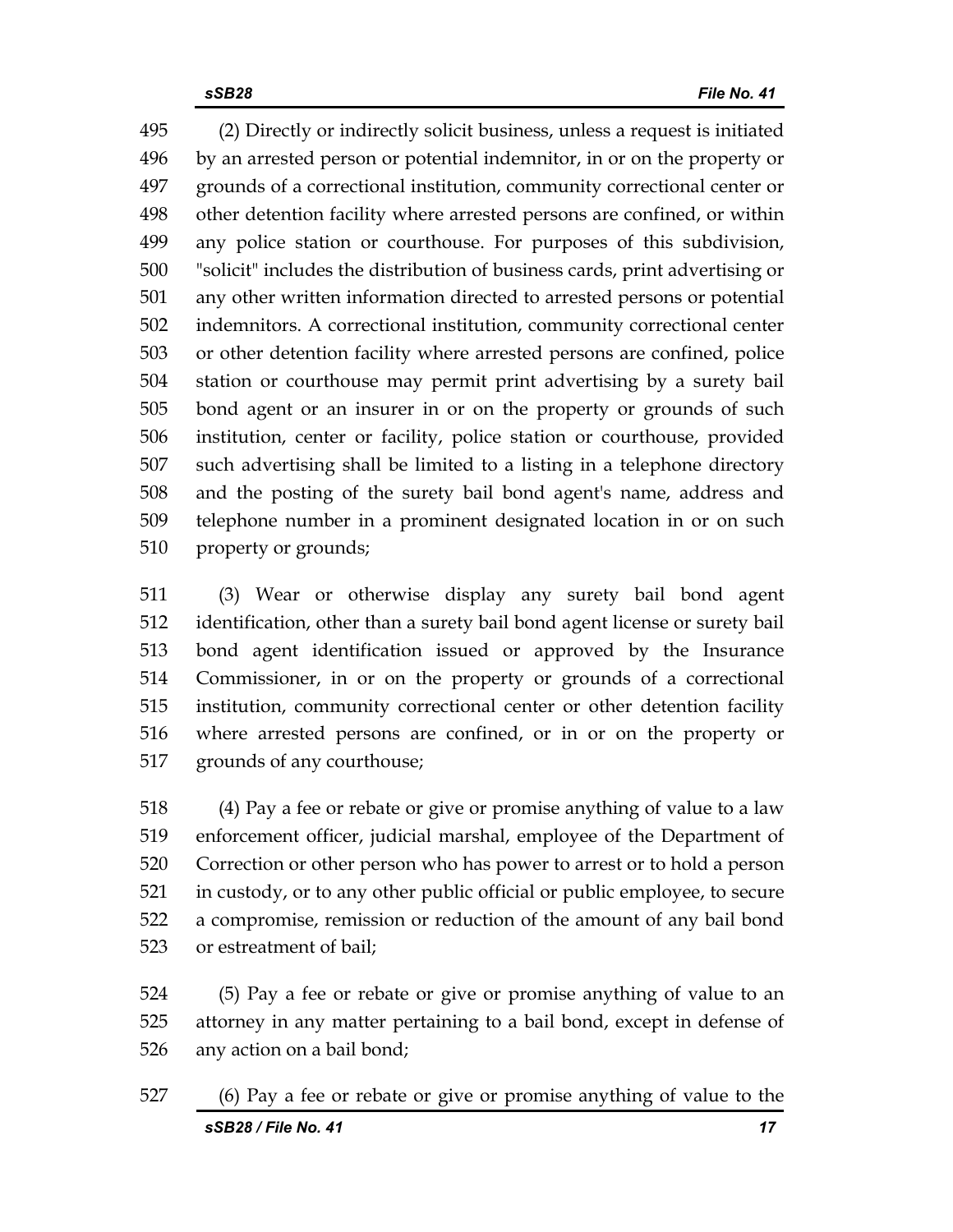(2) Directly or indirectly solicit business, unless a request is initiated by an arrested person or potential indemnitor, in or on the property or grounds of a correctional institution, community correctional center or other detention facility where arrested persons are confined, or within any police station or courthouse. For purposes of this subdivision, "solicit" includes the distribution of business cards, print advertising or any other written information directed to arrested persons or potential indemnitors. A correctional institution, community correctional center or other detention facility where arrested persons are confined, police station or courthouse may permit print advertising by a surety bail bond agent or an insurer in or on the property or grounds of such institution, center or facility, police station or courthouse, provided such advertising shall be limited to a listing in a telephone directory and the posting of the surety bail bond agent's name, address and telephone number in a prominent designated location in or on such property or grounds;

(3) Wear or otherwise display any surety bail bond agent identification, other than a surety bail bond agent license or surety bail bond agent identification issued or approved by the Insurance Commissioner, in or on the property or grounds of a correctional institution, community correctional center or other detention facility where arrested persons are confined, or in or on the property or grounds of any courthouse;

(4) Pay a fee or rebate or give or promise anything of value to a law enforcement officer, judicial marshal, employee of the Department of Correction or other person who has power to arrest or to hold a person in custody, or to any other public official or public employee, to secure a compromise, remission or reduction of the amount of any bail bond or estreatment of bail;

(5) Pay a fee or rebate or give or promise anything of value to an attorney in any matter pertaining to a bail bond, except in defense of any action on a bail bond;

(6) Pay a fee or rebate or give or promise anything of value to the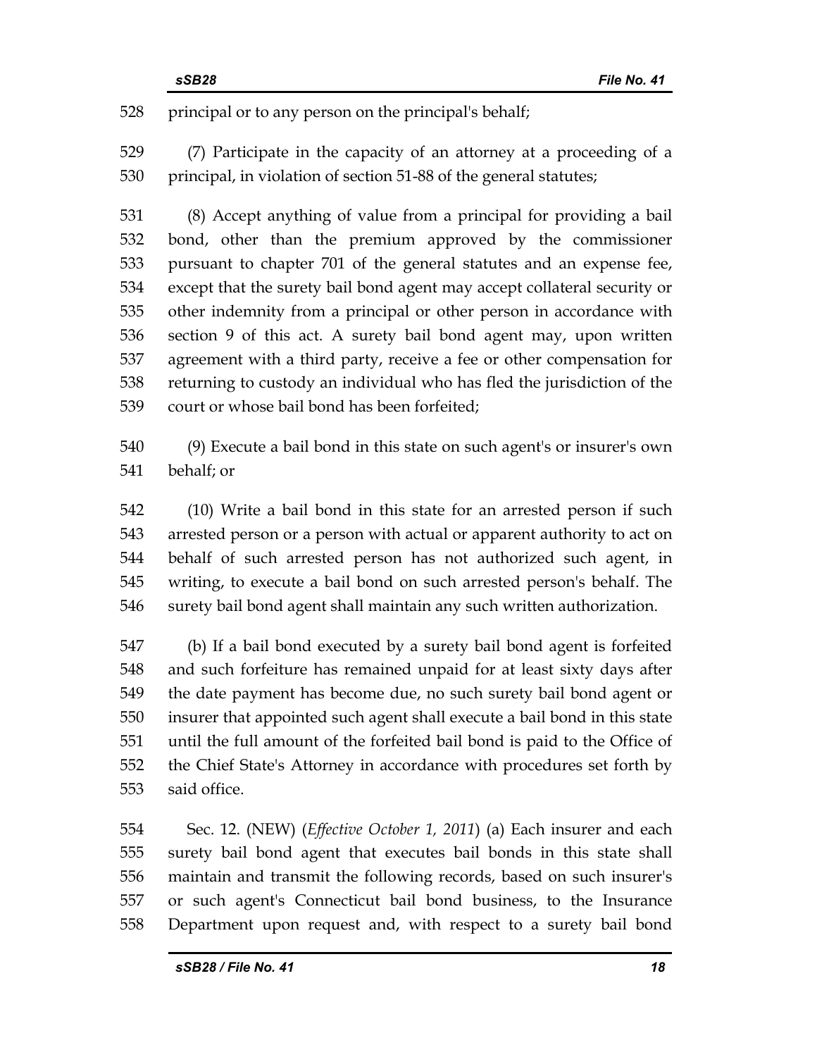principal or to any person on the principal's behalf;

(7) Participate in the capacity of an attorney at a proceeding of a principal, in violation of section 51-88 of the general statutes;

(8) Accept anything of value from a principal for providing a bail bond, other than the premium approved by the commissioner pursuant to chapter 701 of the general statutes and an expense fee, except that the surety bail bond agent may accept collateral security or other indemnity from a principal or other person in accordance with section 9 of this act. A surety bail bond agent may, upon written agreement with a third party, receive a fee or other compensation for returning to custody an individual who has fled the jurisdiction of the court or whose bail bond has been forfeited;

(9) Execute a bail bond in this state on such agent's or insurer's own behalf; or

(10) Write a bail bond in this state for an arrested person if such arrested person or a person with actual or apparent authority to act on behalf of such arrested person has not authorized such agent, in writing, to execute a bail bond on such arrested person's behalf. The surety bail bond agent shall maintain any such written authorization.

(b) If a bail bond executed by a surety bail bond agent is forfeited and such forfeiture has remained unpaid for at least sixty days after the date payment has become due, no such surety bail bond agent or insurer that appointed such agent shall execute a bail bond in this state until the full amount of the forfeited bail bond is paid to the Office of the Chief State's Attorney in accordance with procedures set forth by said office.

Sec. 12. (NEW) (*Effective October 1, 2011*) (a) Each insurer and each surety bail bond agent that executes bail bonds in this state shall maintain and transmit the following records, based on such insurer's or such agent's Connecticut bail bond business, to the Insurance Department upon request and, with respect to a surety bail bond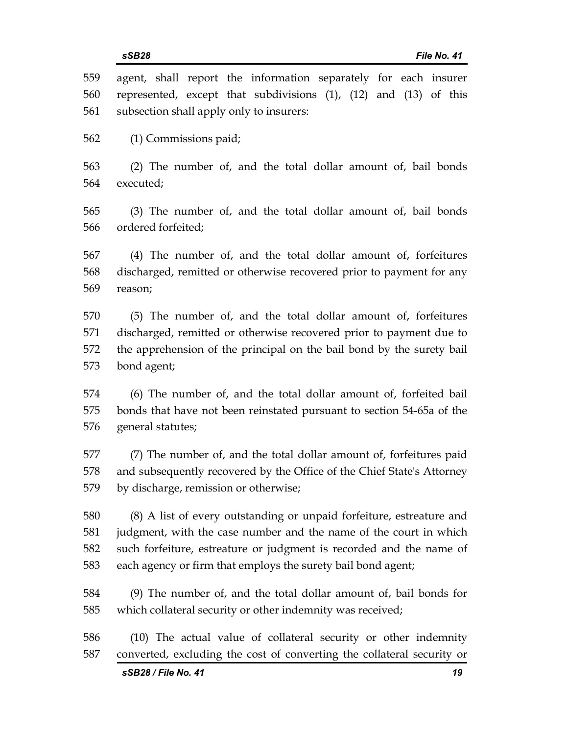agent, shall report the information separately for each insurer represented, except that subdivisions (1), (12) and (13) of this subsection shall apply only to insurers:

(1) Commissions paid;

(2) The number of, and the total dollar amount of, bail bonds executed;

(3) The number of, and the total dollar amount of, bail bonds ordered forfeited;

(4) The number of, and the total dollar amount of, forfeitures discharged, remitted or otherwise recovered prior to payment for any reason;

(5) The number of, and the total dollar amount of, forfeitures discharged, remitted or otherwise recovered prior to payment due to the apprehension of the principal on the bail bond by the surety bail bond agent;

(6) The number of, and the total dollar amount of, forfeited bail bonds that have not been reinstated pursuant to section 54-65a of the general statutes;

(7) The number of, and the total dollar amount of, forfeitures paid and subsequently recovered by the Office of the Chief State's Attorney by discharge, remission or otherwise;

(8) A list of every outstanding or unpaid forfeiture, estreature and judgment, with the case number and the name of the court in which such forfeiture, estreature or judgment is recorded and the name of each agency or firm that employs the surety bail bond agent;

(9) The number of, and the total dollar amount of, bail bonds for which collateral security or other indemnity was received;

(10) The actual value of collateral security or other indemnity converted, excluding the cost of converting the collateral security or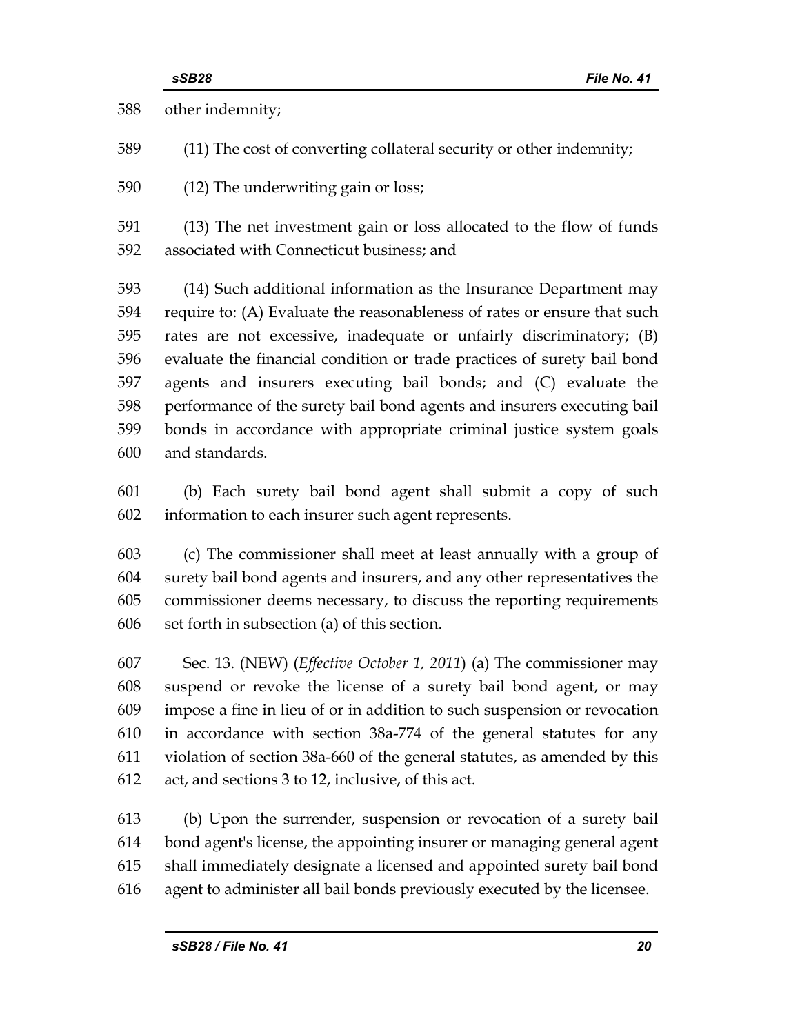other indemnity;

(11) The cost of converting collateral security or other indemnity;

(12) The underwriting gain or loss;

(13) The net investment gain or loss allocated to the flow of funds associated with Connecticut business; and

(14) Such additional information as the Insurance Department may require to: (A) Evaluate the reasonableness of rates or ensure that such rates are not excessive, inadequate or unfairly discriminatory; (B) evaluate the financial condition or trade practices of surety bail bond agents and insurers executing bail bonds; and (C) evaluate the performance of the surety bail bond agents and insurers executing bail bonds in accordance with appropriate criminal justice system goals and standards.

(b) Each surety bail bond agent shall submit a copy of such information to each insurer such agent represents.

(c) The commissioner shall meet at least annually with a group of surety bail bond agents and insurers, and any other representatives the commissioner deems necessary, to discuss the reporting requirements set forth in subsection (a) of this section.

Sec. 13. (NEW) (*Effective October 1, 2011*) (a) The commissioner may suspend or revoke the license of a surety bail bond agent, or may impose a fine in lieu of or in addition to such suspension or revocation in accordance with section 38a-774 of the general statutes for any violation of section 38a-660 of the general statutes, as amended by this act, and sections 3 to 12, inclusive, of this act.

(b) Upon the surrender, suspension or revocation of a surety bail bond agent's license, the appointing insurer or managing general agent shall immediately designate a licensed and appointed surety bail bond agent to administer all bail bonds previously executed by the licensee.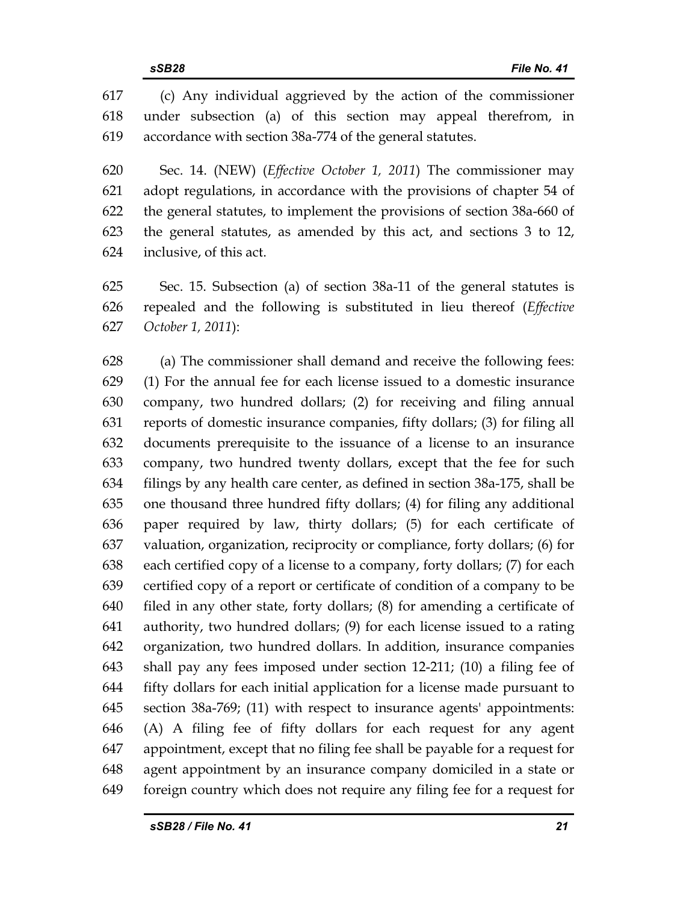(c) Any individual aggrieved by the action of the commissioner under subsection (a) of this section may appeal therefrom, in accordance with section 38a-774 of the general statutes.

Sec. 14. (NEW) (*Effective October 1, 2011*) The commissioner may adopt regulations, in accordance with the provisions of chapter 54 of the general statutes, to implement the provisions of section 38a-660 of the general statutes, as amended by this act, and sections 3 to 12, inclusive, of this act.

Sec. 15. Subsection (a) of section 38a-11 of the general statutes is repealed and the following is substituted in lieu thereof (*Effective October 1, 2011*):

(a) The commissioner shall demand and receive the following fees: (1) For the annual fee for each license issued to a domestic insurance company, two hundred dollars; (2) for receiving and filing annual reports of domestic insurance companies, fifty dollars; (3) for filing all documents prerequisite to the issuance of a license to an insurance company, two hundred twenty dollars, except that the fee for such filings by any health care center, as defined in section 38a-175, shall be one thousand three hundred fifty dollars; (4) for filing any additional paper required by law, thirty dollars; (5) for each certificate of valuation, organization, reciprocity or compliance, forty dollars; (6) for each certified copy of a license to a company, forty dollars; (7) for each certified copy of a report or certificate of condition of a company to be filed in any other state, forty dollars; (8) for amending a certificate of authority, two hundred dollars; (9) for each license issued to a rating organization, two hundred dollars. In addition, insurance companies shall pay any fees imposed under section 12-211; (10) a filing fee of fifty dollars for each initial application for a license made pursuant to section 38a-769; (11) with respect to insurance agents' appointments: (A) A filing fee of fifty dollars for each request for any agent appointment, except that no filing fee shall be payable for a request for agent appointment by an insurance company domiciled in a state or foreign country which does not require any filing fee for a request for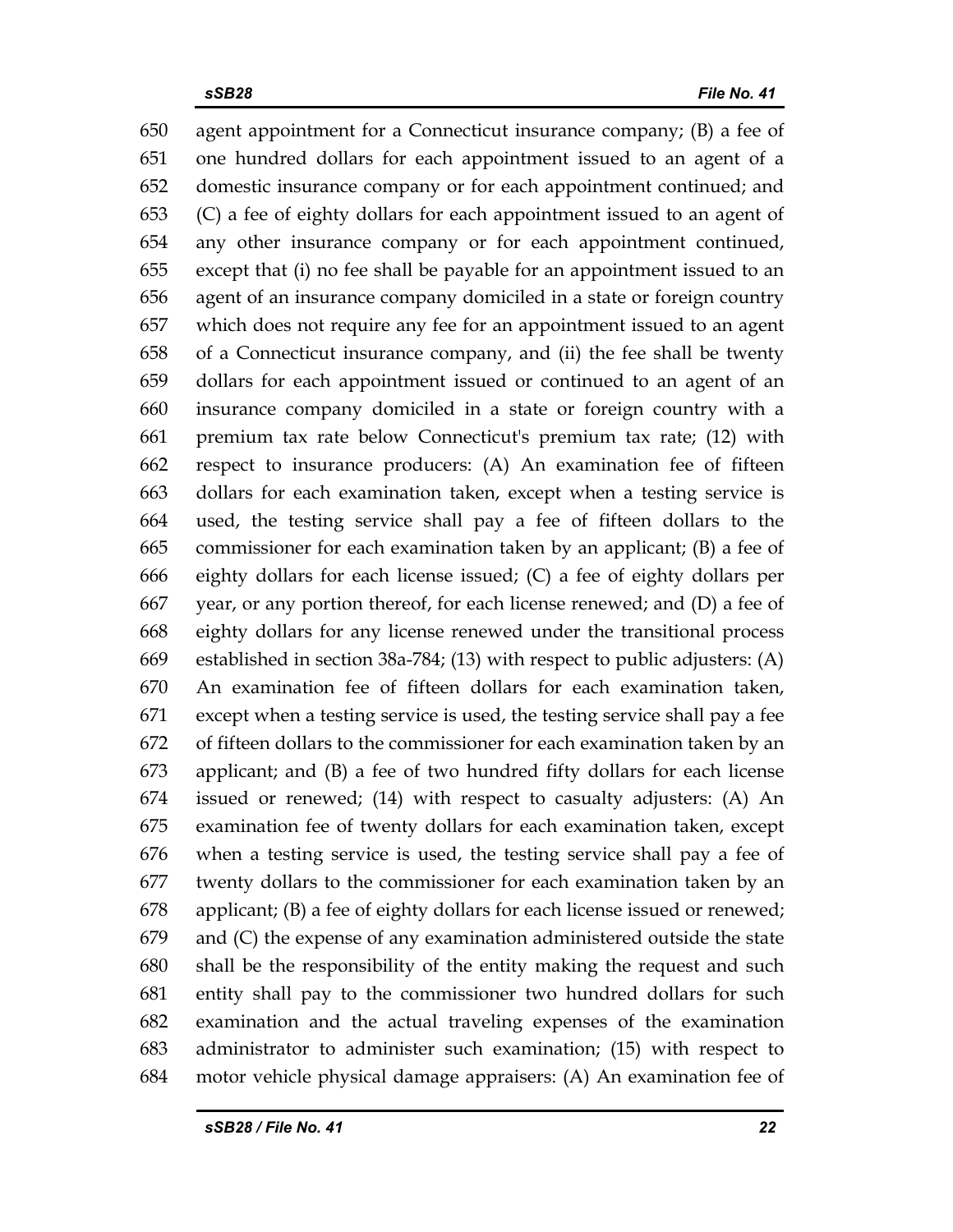650 agent appointment for a Connecticut insurance company; (B) a fee of
651 one hundred dollars for each appointment issued to an agent of a
652 domestic insurance company or for each appointment continued; and
653 (C) a fee of eighty dollars for each appointment issued to an agent of
654 any other insurance company or for each appointment continued,
655 except that (i) no fee shall be payable for an appointment issued to an
656 agent of an insurance company domiciled in a state or foreign country
657 which does not require any fee for an appointment issued to an agent
658 of a Connecticut insurance company, and (ii) the fee shall be twenty
659 dollars for each appointment issued or continued to an agent of an
660 insurance company domiciled in a state or foreign country with a
661 premium tax rate below Connecticut's premium tax rate; (12) with
662 respect to insurance producers: (A) An examination fee of fifteen
663 dollars for each examination taken, except when a testing service is
664 used, the testing service shall pay a fee of fifteen dollars to the
665 commissioner for each examination taken by an applicant; (B) a fee of
666 eighty dollars for each license issued; (C) a fee of eighty dollars per
667 year, or any portion thereof, for each license renewed; and (D) a fee of
668 eighty dollars for any license renewed under the transitional process
669 established in section 38a-784; (13) with respect to public adjusters: (A)
670 An examination fee of fifteen dollars for each examination taken,
671 except when a testing service is used, the testing service shall pay a fee
672 of fifteen dollars to the commissioner for each examination taken by an
673 applicant; and (B) a fee of two hundred fifty dollars for each license
674 issued or renewed; (14) with respect to casualty adjusters: (A) An
675 examination fee of twenty dollars for each examination taken, except
676 when a testing service is used, the testing service shall pay a fee of
677 twenty dollars to the commissioner for each examination taken by an
678 applicant; (B) a fee of eighty dollars for each license issued or renewed;
679 and (C) the expense of any examination administered outside the state
680 shall be the responsibility of the entity making the request and such
681 entity shall pay to the commissioner two hundred dollars for such
682 examination and the actual traveling expenses of the examination
683 administrator to administer such examination; (15) with respect to
684 motor vehicle physical damage appraisers: (A) An examination fee of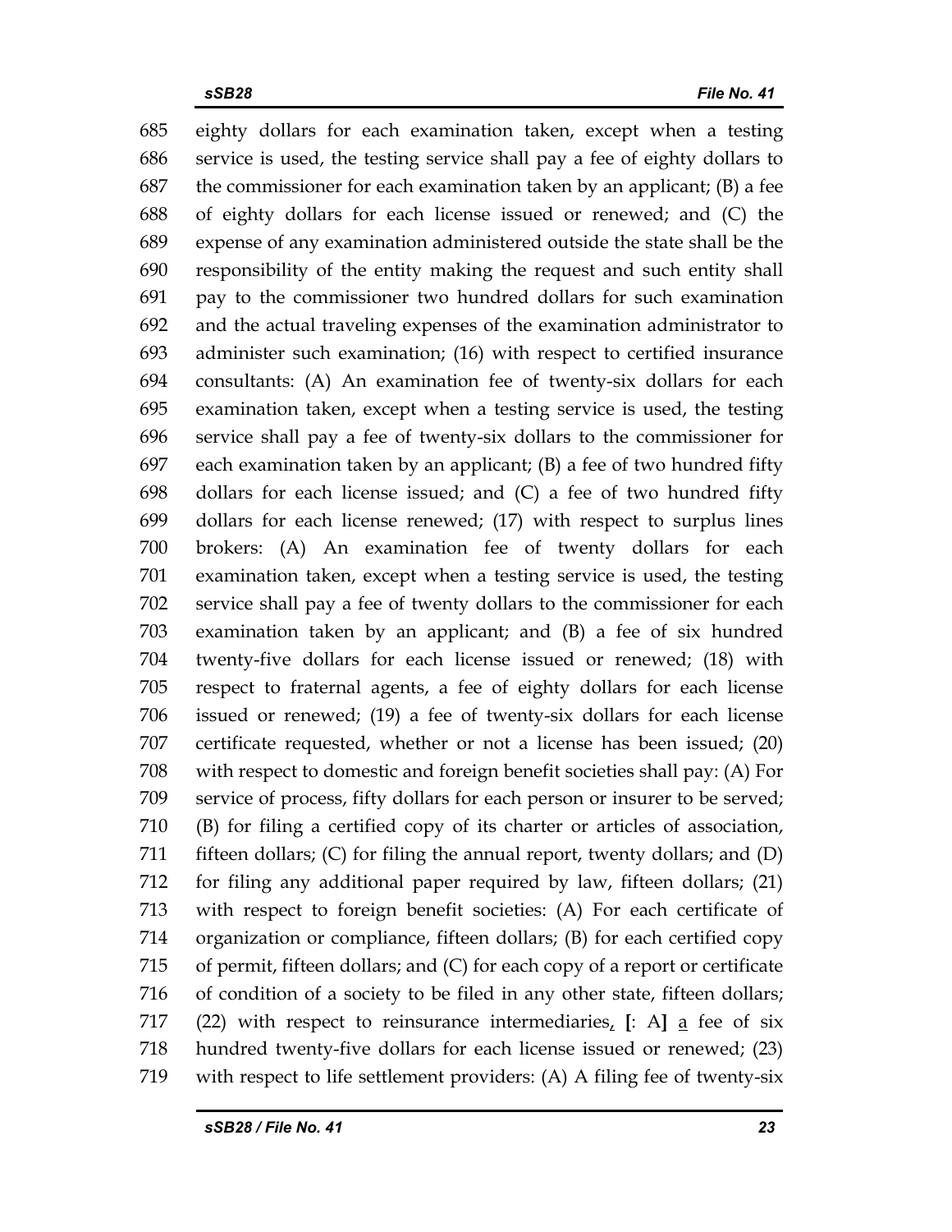685 eighty dollars for each examination taken, except when a testing
686 service is used, the testing service shall pay a fee of eighty dollars to
687 the commissioner for each examination taken by an applicant; (B) a fee
688 of eighty dollars for each license issued or renewed; and (C) the
689 expense of any examination administered outside the state shall be the
690 responsibility of the entity making the request and such entity shall
691 pay to the commissioner two hundred dollars for such examination
692 and the actual traveling expenses of the examination administrator to
693 administer such examination; (16) with respect to certified insurance
694 consultants: (A) An examination fee of twenty-six dollars for each
695 examination taken, except when a testing service is used, the testing
696 service shall pay a fee of twenty-six dollars to the commissioner for
697 each examination taken by an applicant; (B) a fee of two hundred fifty
698 dollars for each license issued; and (C) a fee of two hundred fifty
699 dollars for each license renewed; (17) with respect to surplus lines
700 brokers: (A) An examination fee of twenty dollars for each
701 examination taken, except when a testing service is used, the testing
702 service shall pay a fee of twenty dollars to the commissioner for each
703 examination taken by an applicant; and (B) a fee of six hundred
704 twenty-five dollars for each license issued or renewed; (18) with
705 respect to fraternal agents, a fee of eighty dollars for each license
706 issued or renewed; (19) a fee of twenty-six dollars for each license
707 certificate requested, whether or not a license has been issued; (20)
708 with respect to domestic and foreign benefit societies shall pay: (A) For
709 service of process, fifty dollars for each person or insurer to be served;
710 (B) for filing a certified copy of its charter or articles of association,
711 fifteen dollars; (C) for filing the annual report, twenty dollars; and (D)
712 for filing any additional paper required by law, fifteen dollars; (21)
713 with respect to foreign benefit societies: (A) For each certificate of
714 organization or compliance, fifteen dollars; (B) for each certified copy
715 of permit, fifteen dollars; and (C) for each copy of a report or certificate
716 of condition of a society to be filed in any other state, fifteen dollars;
717 (22) with respect to reinsurance intermediaries, **[**: A**]** a fee of six
718 hundred twenty-five dollars for each license issued or renewed; (23)
719 with respect to life settlement providers: (A) A filing fee of twenty-six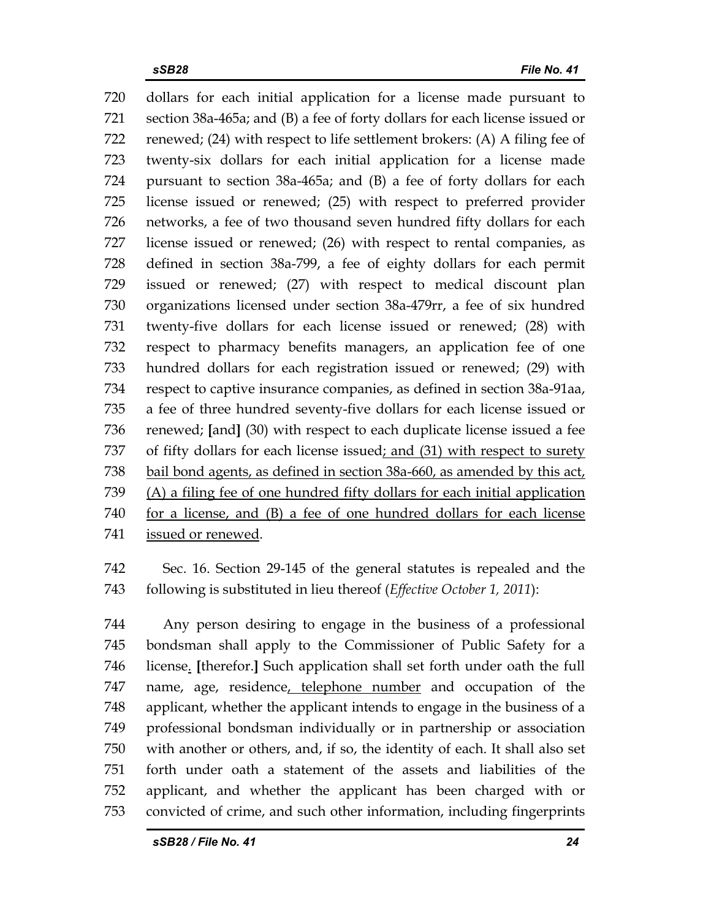720 dollars for each initial application for a license made pursuant to
721 section 38a-465a; and (B) a fee of forty dollars for each license issued or
722 renewed; (24) with respect to life settlement brokers: (A) A filing fee of
723 twenty-six dollars for each initial application for a license made
724 pursuant to section 38a-465a; and (B) a fee of forty dollars for each
725 license issued or renewed; (25) with respect to preferred provider
726 networks, a fee of two thousand seven hundred fifty dollars for each
727 license issued or renewed; (26) with respect to rental companies, as
728 defined in section 38a-799, a fee of eighty dollars for each permit
729 issued or renewed; (27) with respect to medical discount plan
730 organizations licensed under section 38a-479rr, a fee of six hundred
731 twenty-five dollars for each license issued or renewed; (28) with
732 respect to pharmacy benefits managers, an application fee of one
733 hundred dollars for each registration issued or renewed; (29) with
734 respect to captive insurance companies, as defined in section 38a-91aa,
735 a fee of three hundred seventy-five dollars for each license issued or
736 renewed; **[**and**]** (30) with respect to each duplicate license issued a fee
737 of fifty dollars for each license issued<u>; and (31) with respect to surety</u>
738 <u>bail bond agents, as defined in section 38a-660, as amended by this act,</u>
739 <u>(A) a filing fee of one hundred fifty dollars for each initial application</u>
740 <u>for a license, and (B) a fee of one hundred dollars for each license</u>
741 <u>issued or renewed</u>.

742 Sec. 16. Section 29-145 of the general statutes is repealed and the
743 following is substituted in lieu thereof (*Effective October 1, 2011*):

744 Any person desiring to engage in the business of a professional
745 bondsman shall apply to the Commissioner of Public Safety for a
746 license<u>.</u> **[**therefor.**]** Such application shall set forth under oath the full
747 name, age, residence<u>, telephone number</u> and occupation of the
748 applicant, whether the applicant intends to engage in the business of a
749 professional bondsman individually or in partnership or association
750 with another or others, and, if so, the identity of each. It shall also set
751 forth under oath a statement of the assets and liabilities of the
752 applicant, and whether the applicant has been charged with or
753 convicted of crime, and such other information, including fingerprints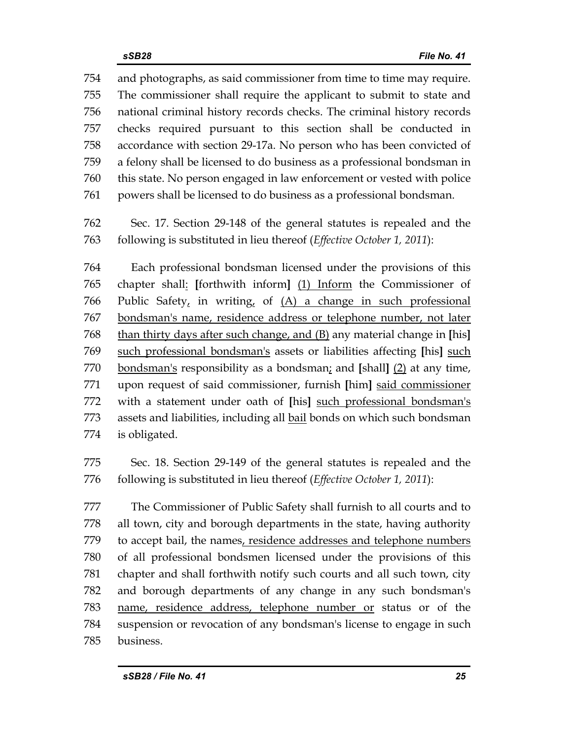754 and photographs, as said commissioner from time to time may require.
755 The commissioner shall require the applicant to submit to state and
756 national criminal history records checks. The criminal history records
757 checks required pursuant to this section shall be conducted in
758 accordance with section 29-17a. No person who has been convicted of
759 a felony shall be licensed to do business as a professional bondsman in
760 this state. No person engaged in law enforcement or vested with police
761 powers shall be licensed to do business as a professional bondsman.

762 Sec. 17. Section 29-148 of the general statutes is repealed and the
763 following is substituted in lieu thereof (*Effective October 1, 2011*):

764 Each professional bondsman licensed under the provisions of this
765 chapter shall<u>:</u> **[**forthwith inform**]** <u>(1) Inform</u> the Commissioner of
766 Public Safety<u>,</u> in writing<u>,</u> of <u>(A) a change in such professional</u>
767 <u>bondsman's name, residence address or telephone number, not later</u>
768 <u>than thirty days after such change, and (B)</u> any material change in **[**his**]**
769 <u>such professional bondsman's</u> assets or liabilities affecting **[**his**]** <u>such</u>
770 <u>bondsman's</u> responsibility as a bondsman<u>;</u> and **[**shall**]** <u>(2)</u> at any time,
771 upon request of said commissioner, furnish **[**him**]** <u>said commissioner</u>
772 with a statement under oath of **[**his**]** <u>such professional bondsman's</u>
773 assets and liabilities, including all <u>bail</u> bonds on which such bondsman
774 is obligated.

775 Sec. 18. Section 29-149 of the general statutes is repealed and the
776 following is substituted in lieu thereof (*Effective October 1, 2011*):

777 The Commissioner of Public Safety shall furnish to all courts and to
778 all town, city and borough departments in the state, having authority
779 to accept bail, the names<u>, residence addresses and telephone numbers</u>
780 of all professional bondsmen licensed under the provisions of this
781 chapter and shall forthwith notify such courts and all such town, city
782 and borough departments of any change in any such bondsman's
783 <u>name, residence address, telephone number or</u> status or of the
784 suspension or revocation of any bondsman's license to engage in such
785 business.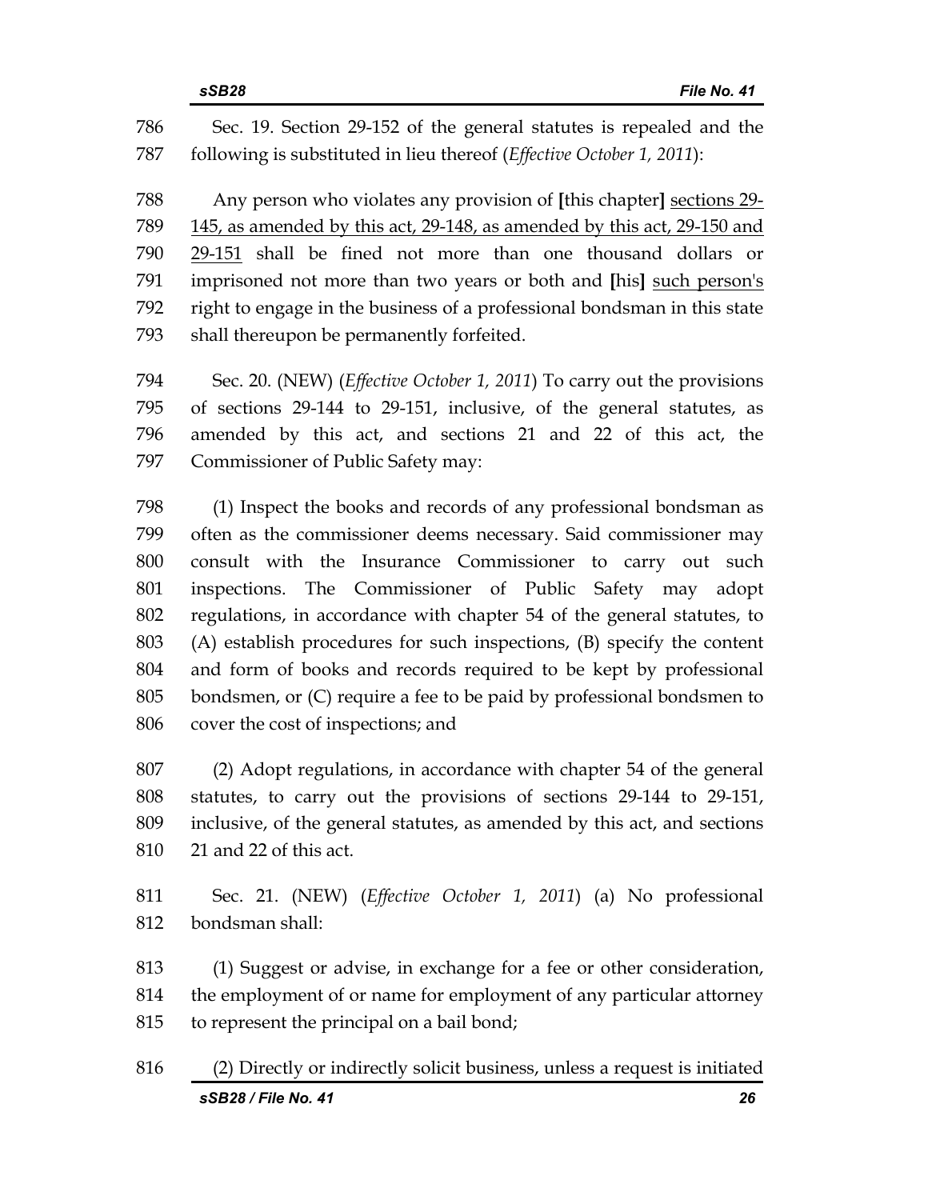Sec. 19. Section 29-152 of the general statutes is repealed and the following is substituted in lieu thereof (*Effective October 1, 2011*):

Any person who violates any provision of **[**this chapter**]** sections 29-145, as amended by this act, 29-148, as amended by this act, 29-150 and 29-151 shall be fined not more than one thousand dollars or imprisoned not more than two years or both and **[**his**]** such person's right to engage in the business of a professional bondsman in this state shall thereupon be permanently forfeited.

Sec. 20. (NEW) (*Effective October 1, 2011*) To carry out the provisions of sections 29-144 to 29-151, inclusive, of the general statutes, as amended by this act, and sections 21 and 22 of this act, the Commissioner of Public Safety may:

(1) Inspect the books and records of any professional bondsman as often as the commissioner deems necessary. Said commissioner may consult with the Insurance Commissioner to carry out such inspections. The Commissioner of Public Safety may adopt regulations, in accordance with chapter 54 of the general statutes, to (A) establish procedures for such inspections, (B) specify the content and form of books and records required to be kept by professional bondsmen, or (C) require a fee to be paid by professional bondsmen to cover the cost of inspections; and

(2) Adopt regulations, in accordance with chapter 54 of the general statutes, to carry out the provisions of sections 29-144 to 29-151, inclusive, of the general statutes, as amended by this act, and sections 21 and 22 of this act.

Sec. 21. (NEW) (*Effective October 1, 2011*) (a) No professional bondsman shall:

(1) Suggest or advise, in exchange for a fee or other consideration, the employment of or name for employment of any particular attorney to represent the principal on a bail bond;

(2) Directly or indirectly solicit business, unless a request is initiated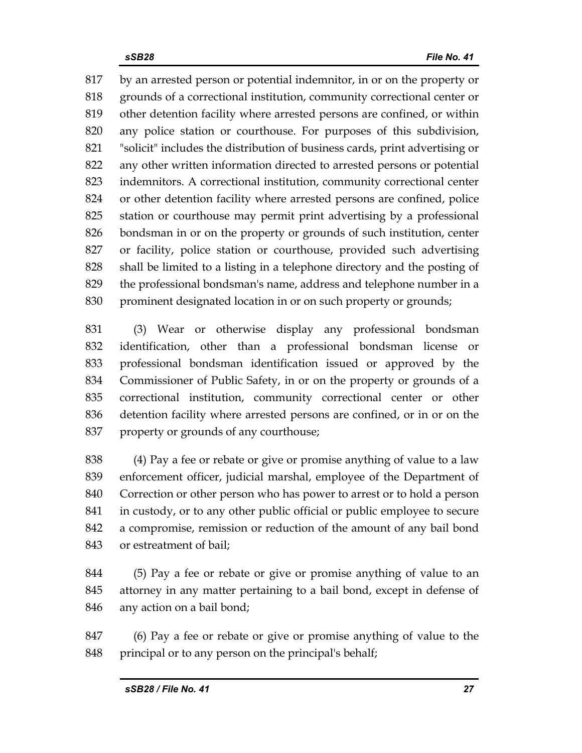817 by an arrested person or potential indemnitor, in or on the property or
818 grounds of a correctional institution, community correctional center or
819 other detention facility where arrested persons are confined, or within
820 any police station or courthouse. For purposes of this subdivision,
821 "solicit" includes the distribution of business cards, print advertising or
822 any other written information directed to arrested persons or potential
823 indemnitors. A correctional institution, community correctional center
824 or other detention facility where arrested persons are confined, police
825 station or courthouse may permit print advertising by a professional
826 bondsman in or on the property or grounds of such institution, center
827 or facility, police station or courthouse, provided such advertising
828 shall be limited to a listing in a telephone directory and the posting of
829 the professional bondsman's name, address and telephone number in a
830 prominent designated location in or on such property or grounds;

831 (3) Wear or otherwise display any professional bondsman
832 identification, other than a professional bondsman license or
833 professional bondsman identification issued or approved by the
834 Commissioner of Public Safety, in or on the property or grounds of a
835 correctional institution, community correctional center or other
836 detention facility where arrested persons are confined, or in or on the
837 property or grounds of any courthouse;

838 (4) Pay a fee or rebate or give or promise anything of value to a law
839 enforcement officer, judicial marshal, employee of the Department of
840 Correction or other person who has power to arrest or to hold a person
841 in custody, or to any other public official or public employee to secure
842 a compromise, remission or reduction of the amount of any bail bond
843 or estreatment of bail;

844 (5) Pay a fee or rebate or give or promise anything of value to an
845 attorney in any matter pertaining to a bail bond, except in defense of
846 any action on a bail bond;

847 (6) Pay a fee or rebate or give or promise anything of value to the
848 principal or to any person on the principal's behalf;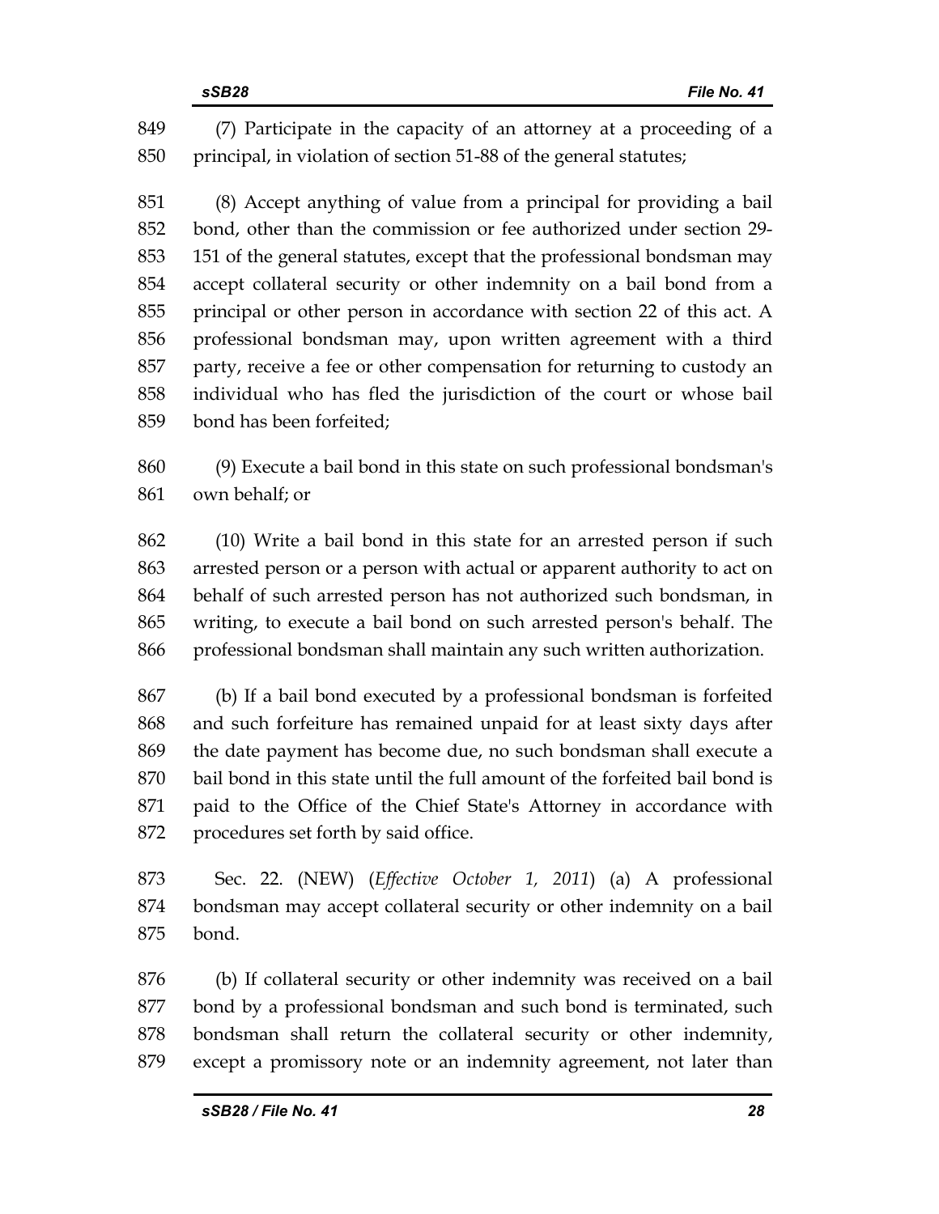(7) Participate in the capacity of an attorney at a proceeding of a principal, in violation of section 51-88 of the general statutes;

(8) Accept anything of value from a principal for providing a bail bond, other than the commission or fee authorized under section 29-151 of the general statutes, except that the professional bondsman may accept collateral security or other indemnity on a bail bond from a principal or other person in accordance with section 22 of this act. A professional bondsman may, upon written agreement with a third party, receive a fee or other compensation for returning to custody an individual who has fled the jurisdiction of the court or whose bail bond has been forfeited;

(9) Execute a bail bond in this state on such professional bondsman's own behalf; or

(10) Write a bail bond in this state for an arrested person if such arrested person or a person with actual or apparent authority to act on behalf of such arrested person has not authorized such bondsman, in writing, to execute a bail bond on such arrested person's behalf. The professional bondsman shall maintain any such written authorization.

(b) If a bail bond executed by a professional bondsman is forfeited and such forfeiture has remained unpaid for at least sixty days after the date payment has become due, no such bondsman shall execute a bail bond in this state until the full amount of the forfeited bail bond is paid to the Office of the Chief State's Attorney in accordance with procedures set forth by said office.

Sec. 22. (NEW) (*Effective October 1, 2011*) (a) A professional bondsman may accept collateral security or other indemnity on a bail bond.

(b) If collateral security or other indemnity was received on a bail bond by a professional bondsman and such bond is terminated, such bondsman shall return the collateral security or other indemnity, except a promissory note or an indemnity agreement, not later than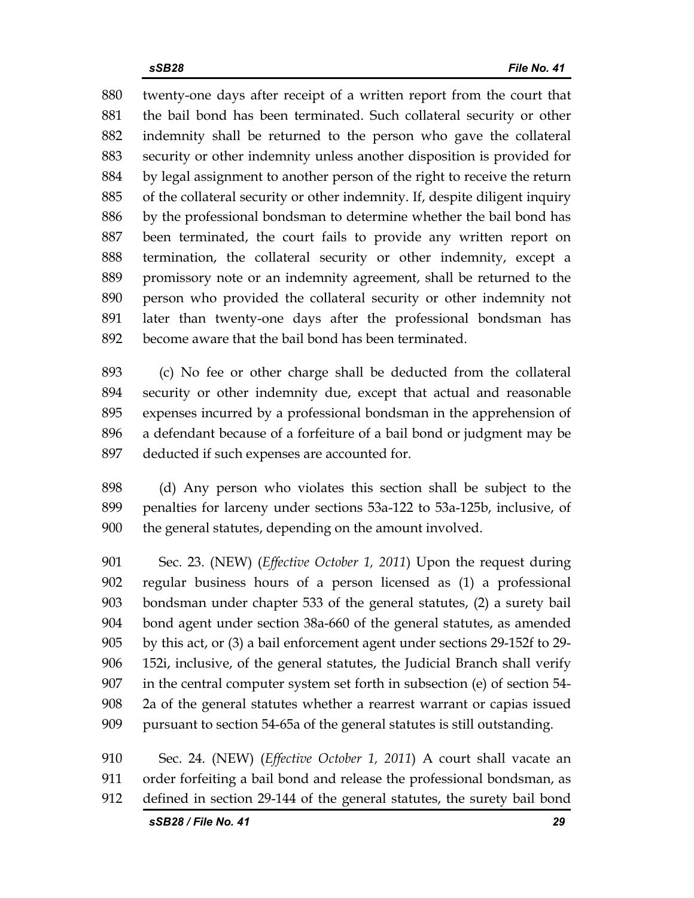twenty-one days after receipt of a written report from the court that the bail bond has been terminated. Such collateral security or other indemnity shall be returned to the person who gave the collateral security or other indemnity unless another disposition is provided for by legal assignment to another person of the right to receive the return of the collateral security or other indemnity. If, despite diligent inquiry by the professional bondsman to determine whether the bail bond has been terminated, the court fails to provide any written report on termination, the collateral security or other indemnity, except a promissory note or an indemnity agreement, shall be returned to the person who provided the collateral security or other indemnity not later than twenty-one days after the professional bondsman has become aware that the bail bond has been terminated.

(c) No fee or other charge shall be deducted from the collateral security or other indemnity due, except that actual and reasonable expenses incurred by a professional bondsman in the apprehension of a defendant because of a forfeiture of a bail bond or judgment may be deducted if such expenses are accounted for.

(d) Any person who violates this section shall be subject to the penalties for larceny under sections 53a-122 to 53a-125b, inclusive, of the general statutes, depending on the amount involved.

Sec. 23. (NEW) (*Effective October 1, 2011*) Upon the request during regular business hours of a person licensed as (1) a professional bondsman under chapter 533 of the general statutes, (2) a surety bail bond agent under section 38a-660 of the general statutes, as amended by this act, or (3) a bail enforcement agent under sections 29-152f to 29-152i, inclusive, of the general statutes, the Judicial Branch shall verify in the central computer system set forth in subsection (e) of section 54-2a of the general statutes whether a rearrest warrant or capias issued pursuant to section 54-65a of the general statutes is still outstanding.

Sec. 24. (NEW) (*Effective October 1, 2011*) A court shall vacate an order forfeiting a bail bond and release the professional bondsman, as defined in section 29-144 of the general statutes, the surety bail bond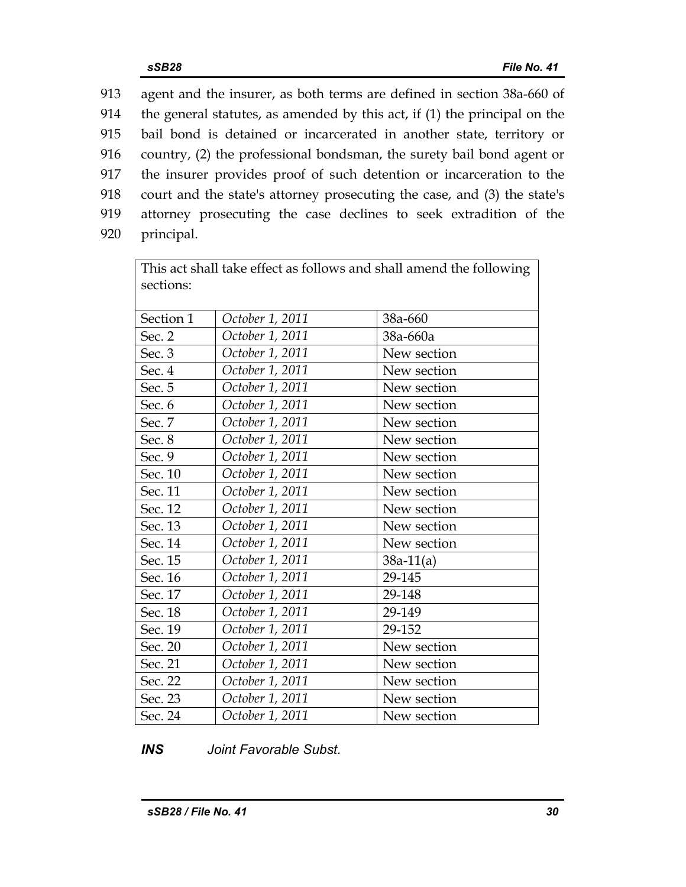913 agent and the insurer, as both terms are defined in section 38a-660 of
914 the general statutes, as amended by this act, if (1) the principal on the
915 bail bond is detained or incarcerated in another state, territory or
916 country, (2) the professional bondsman, the surety bail bond agent or
917 the insurer provides proof of such detention or incarceration to the
918 court and the state's attorney prosecuting the case, and (3) the state's
919 attorney prosecuting the case declines to seek extradition of the
920 principal.

| This act shall take effect as follows and shall amend the following sections: | | |
|---|---|---|
| Section 1 | *October 1, 2011* | 38a-660 |
| Sec. 2 | *October 1, 2011* | 38a-660a |
| Sec. 3 | *October 1, 2011* | New section |
| Sec. 4 | *October 1, 2011* | New section |
| Sec. 5 | *October 1, 2011* | New section |
| Sec. 6 | *October 1, 2011* | New section |
| Sec. 7 | *October 1, 2011* | New section |
| Sec. 8 | *October 1, 2011* | New section |
| Sec. 9 | *October 1, 2011* | New section |
| Sec. 10 | *October 1, 2011* | New section |
| Sec. 11 | *October 1, 2011* | New section |
| Sec. 12 | *October 1, 2011* | New section |
| Sec. 13 | *October 1, 2011* | New section |
| Sec. 14 | *October 1, 2011* | New section |
| Sec. 15 | *October 1, 2011* | 38a-11(a) |
| Sec. 16 | *October 1, 2011* | 29-145 |
| Sec. 17 | *October 1, 2011* | 29-148 |
| Sec. 18 | *October 1, 2011* | 29-149 |
| Sec. 19 | *October 1, 2011* | 29-152 |
| Sec. 20 | *October 1, 2011* | New section |
| Sec. 21 | *October 1, 2011* | New section |
| Sec. 22 | *October 1, 2011* | New section |
| Sec. 23 | *October 1, 2011* | New section |
| Sec. 24 | *October 1, 2011* | New section |

***INS*** *Joint Favorable Subst.*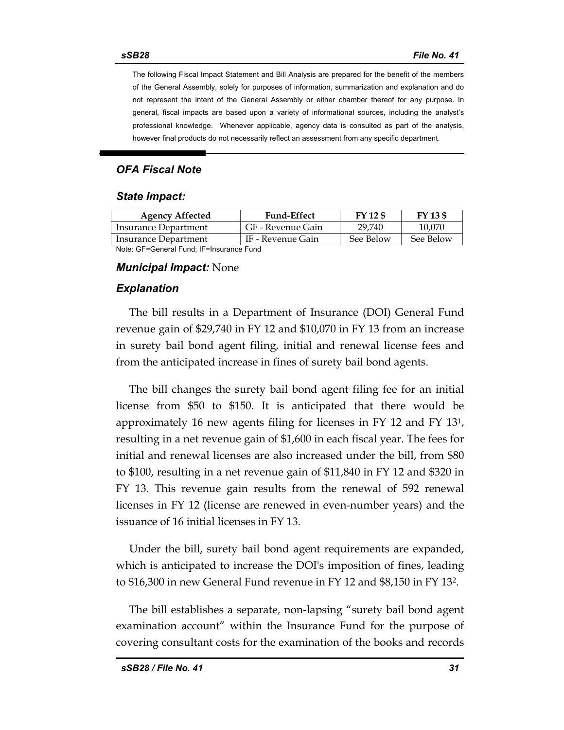The following Fiscal Impact Statement and Bill Analysis are prepared for the benefit of the members of the General Assembly, solely for purposes of information, summarization and explanation and do not represent the intent of the General Assembly or either chamber thereof for any purpose. In general, fiscal impacts are based upon a variety of informational sources, including the analyst's professional knowledge. Whenever applicable, agency data is consulted as part of the analysis, however final products do not necessarily reflect an assessment from any specific department.

## OFA Fiscal Note

### State Impact:

| Agency Affected | Fund-Effect | FY 12 $ | FY 13 $ |
| --- | --- | --- | --- |
| Insurance Department | GF - Revenue Gain | 29,740 | 10,070 |
| Insurance Department | IF - Revenue Gain | See Below | See Below |

Note: GF=General Fund; IF=Insurance Fund

### *Municipal Impact:* None

### Explanation

The bill results in a Department of Insurance (DOI) General Fund revenue gain of $29,740 in FY 12 and $10,070 in FY 13 from an increase in surety bail bond agent filing, initial and renewal license fees and from the anticipated increase in fines of surety bail bond agents.

The bill changes the surety bail bond agent filing fee for an initial license from $50 to $150. It is anticipated that there would be approximately 16 new agents filing for licenses in FY 12 and FY 13[1], resulting in a net revenue gain of $1,600 in each fiscal year. The fees for initial and renewal licenses are also increased under the bill, from $80 to $100, resulting in a net revenue gain of $11,840 in FY 12 and $320 in FY 13. This revenue gain results from the renewal of 592 renewal licenses in FY 12 (license are renewed in even-number years) and the issuance of 16 initial licenses in FY 13.

Under the bill, surety bail bond agent requirements are expanded, which is anticipated to increase the DOI's imposition of fines, leading to $16,300 in new General Fund revenue in FY 12 and $8,150 in FY 13[2].

The bill establishes a separate, non-lapsing "surety bail bond agent examination account" within the Insurance Fund for the purpose of covering consultant costs for the examination of the books and records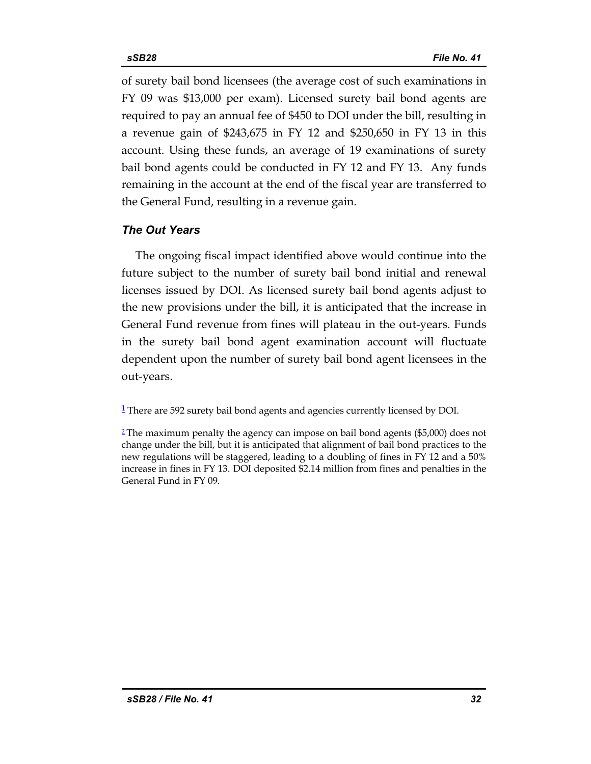of surety bail bond licensees (the average cost of such examinations in FY 09 was $13,000 per exam). Licensed surety bail bond agents are required to pay an annual fee of $450 to DOI under the bill, resulting in a revenue gain of $243,675 in FY 12 and $250,650 in FY 13 in this account. Using these funds, an average of 19 examinations of surety bail bond agents could be conducted in FY 12 and FY 13. Any funds remaining in the account at the end of the fiscal year are transferred to the General Fund, resulting in a revenue gain.

### *The Out Years*

The ongoing fiscal impact identified above would continue into the future subject to the number of surety bail bond initial and renewal licenses issued by DOI. As licensed surety bail bond agents adjust to the new provisions under the bill, it is anticipated that the increase in General Fund revenue from fines will plateau in the out-years. Funds in the surety bail bond agent examination account will fluctuate dependent upon the number of surety bail bond agent licensees in the out-years.

[1] There are 592 surety bail bond agents and agencies currently licensed by DOI.

[2] The maximum penalty the agency can impose on bail bond agents ($5,000) does not change under the bill, but it is anticipated that alignment of bail bond practices to the new regulations will be staggered, leading to a doubling of fines in FY 12 and a 50% increase in fines in FY 13. DOI deposited $2.14 million from fines and penalties in the General Fund in FY 09.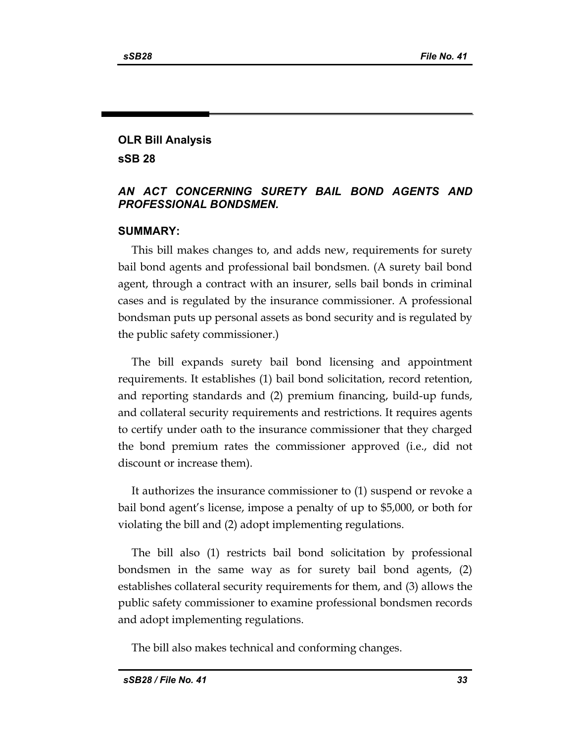## OLR Bill Analysis

## sSB 28

### *AN ACT CONCERNING SURETY BAIL BOND AGENTS AND PROFESSIONAL BONDSMEN.*

### SUMMARY:

This bill makes changes to, and adds new, requirements for surety bail bond agents and professional bail bondsmen. (A surety bail bond agent, through a contract with an insurer, sells bail bonds in criminal cases and is regulated by the insurance commissioner. A professional bondsman puts up personal assets as bond security and is regulated by the public safety commissioner.)

The bill expands surety bail bond licensing and appointment requirements. It establishes (1) bail bond solicitation, record retention, and reporting standards and (2) premium financing, build-up funds, and collateral security requirements and restrictions. It requires agents to certify under oath to the insurance commissioner that they charged the bond premium rates the commissioner approved (i.e., did not discount or increase them).

It authorizes the insurance commissioner to (1) suspend or revoke a bail bond agent's license, impose a penalty of up to $5,000, or both for violating the bill and (2) adopt implementing regulations.

The bill also (1) restricts bail bond solicitation by professional bondsmen in the same way as for surety bail bond agents, (2) establishes collateral security requirements for them, and (3) allows the public safety commissioner to examine professional bondsmen records and adopt implementing regulations.

The bill also makes technical and conforming changes.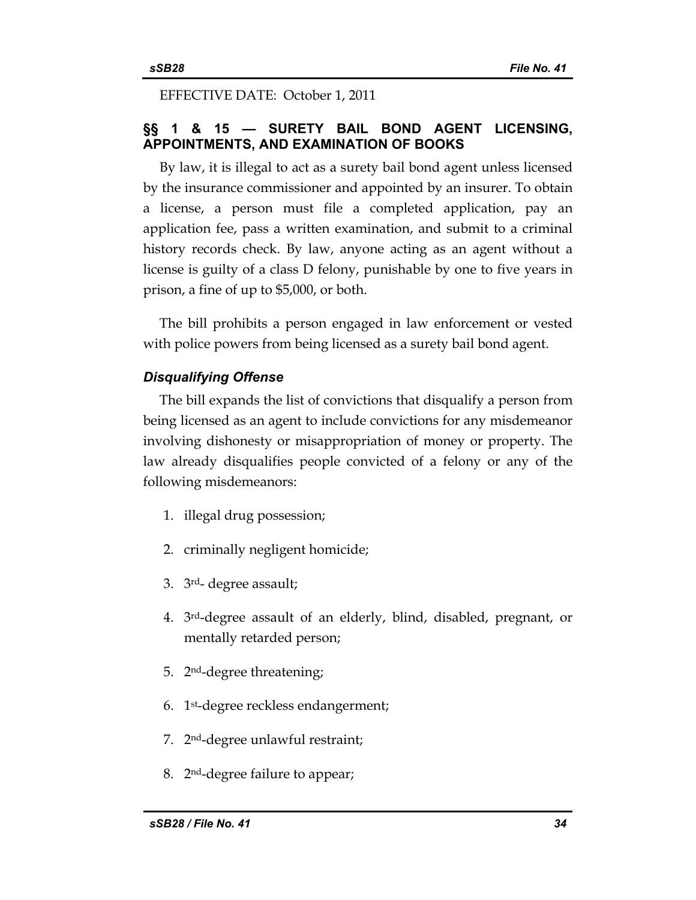EFFECTIVE DATE: October 1, 2011

## §§ 1 & 15 — SURETY BAIL BOND AGENT LICENSING, APPOINTMENTS, AND EXAMINATION OF BOOKS

By law, it is illegal to act as a surety bail bond agent unless licensed by the insurance commissioner and appointed by an insurer. To obtain a license, a person must file a completed application, pay an application fee, pass a written examination, and submit to a criminal history records check. By law, anyone acting as an agent without a license is guilty of a class D felony, punishable by one to five years in prison, a fine of up to $5,000, or both.

The bill prohibits a person engaged in law enforcement or vested with police powers from being licensed as a surety bail bond agent.

### *Disqualifying Offense*

The bill expands the list of convictions that disqualify a person from being licensed as an agent to include convictions for any misdemeanor involving dishonesty or misappropriation of money or property. The law already disqualifies people convicted of a felony or any of the following misdemeanors:

1. illegal drug possession;
2. criminally negligent homicide;
3. 3rd- degree assault;
4. 3rd-degree assault of an elderly, blind, disabled, pregnant, or mentally retarded person;
5. 2nd-degree threatening;
6. 1st-degree reckless endangerment;
7. 2nd-degree unlawful restraint;
8. 2nd-degree failure to appear;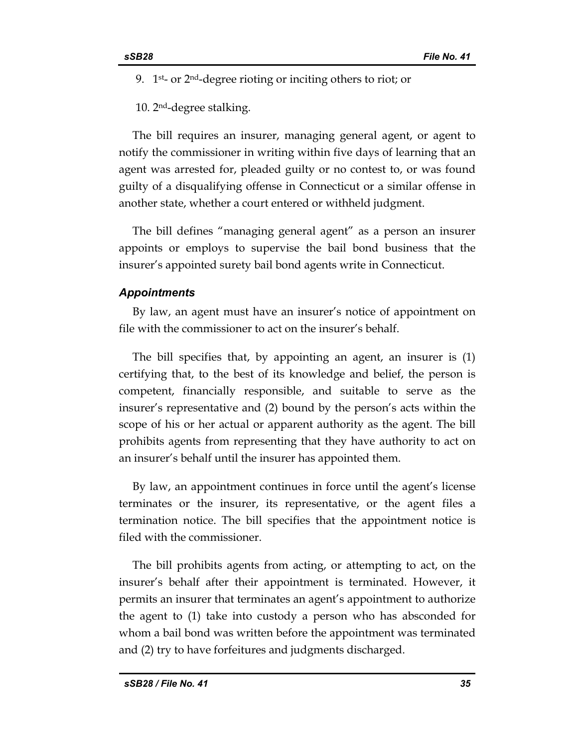9. 1st- or 2nd-degree rioting or inciting others to riot; or

10. 2nd-degree stalking.

The bill requires an insurer, managing general agent, or agent to notify the commissioner in writing within five days of learning that an agent was arrested for, pleaded guilty or no contest to, or was found guilty of a disqualifying offense in Connecticut or a similar offense in another state, whether a court entered or withheld judgment.

The bill defines "managing general agent" as a person an insurer appoints or employs to supervise the bail bond business that the insurer's appointed surety bail bond agents write in Connecticut.

### *Appointments*

By law, an agent must have an insurer's notice of appointment on file with the commissioner to act on the insurer's behalf.

The bill specifies that, by appointing an agent, an insurer is (1) certifying that, to the best of its knowledge and belief, the person is competent, financially responsible, and suitable to serve as the insurer's representative and (2) bound by the person's acts within the scope of his or her actual or apparent authority as the agent. The bill prohibits agents from representing that they have authority to act on an insurer's behalf until the insurer has appointed them.

By law, an appointment continues in force until the agent's license terminates or the insurer, its representative, or the agent files a termination notice. The bill specifies that the appointment notice is filed with the commissioner.

The bill prohibits agents from acting, or attempting to act, on the insurer's behalf after their appointment is terminated. However, it permits an insurer that terminates an agent's appointment to authorize the agent to (1) take into custody a person who has absconded for whom a bail bond was written before the appointment was terminated and (2) try to have forfeitures and judgments discharged.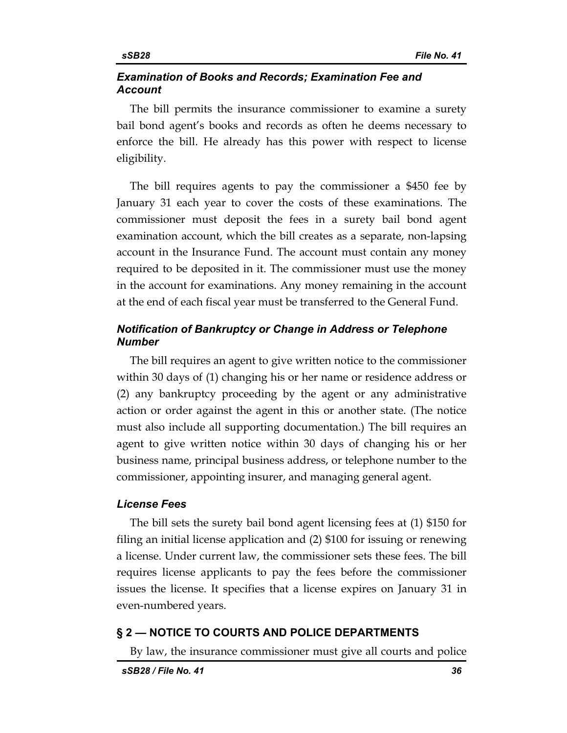### *Examination of Books and Records; Examination Fee and Account*

The bill permits the insurance commissioner to examine a surety bail bond agent's books and records as often he deems necessary to enforce the bill. He already has this power with respect to license eligibility.

The bill requires agents to pay the commissioner a $450 fee by January 31 each year to cover the costs of these examinations. The commissioner must deposit the fees in a surety bail bond agent examination account, which the bill creates as a separate, non-lapsing account in the Insurance Fund. The account must contain any money required to be deposited in it. The commissioner must use the money in the account for examinations. Any money remaining in the account at the end of each fiscal year must be transferred to the General Fund.

### *Notification of Bankruptcy or Change in Address or Telephone Number*

The bill requires an agent to give written notice to the commissioner within 30 days of (1) changing his or her name or residence address or (2) any bankruptcy proceeding by the agent or any administrative action or order against the agent in this or another state. (The notice must also include all supporting documentation.) The bill requires an agent to give written notice within 30 days of changing his or her business name, principal business address, or telephone number to the commissioner, appointing insurer, and managing general agent.

### *License Fees*

The bill sets the surety bail bond agent licensing fees at (1) $150 for filing an initial license application and (2) $100 for issuing or renewing a license. Under current law, the commissioner sets these fees. The bill requires license applicants to pay the fees before the commissioner issues the license. It specifies that a license expires on January 31 in even-numbered years.

## § 2 — NOTICE TO COURTS AND POLICE DEPARTMENTS

By law, the insurance commissioner must give all courts and police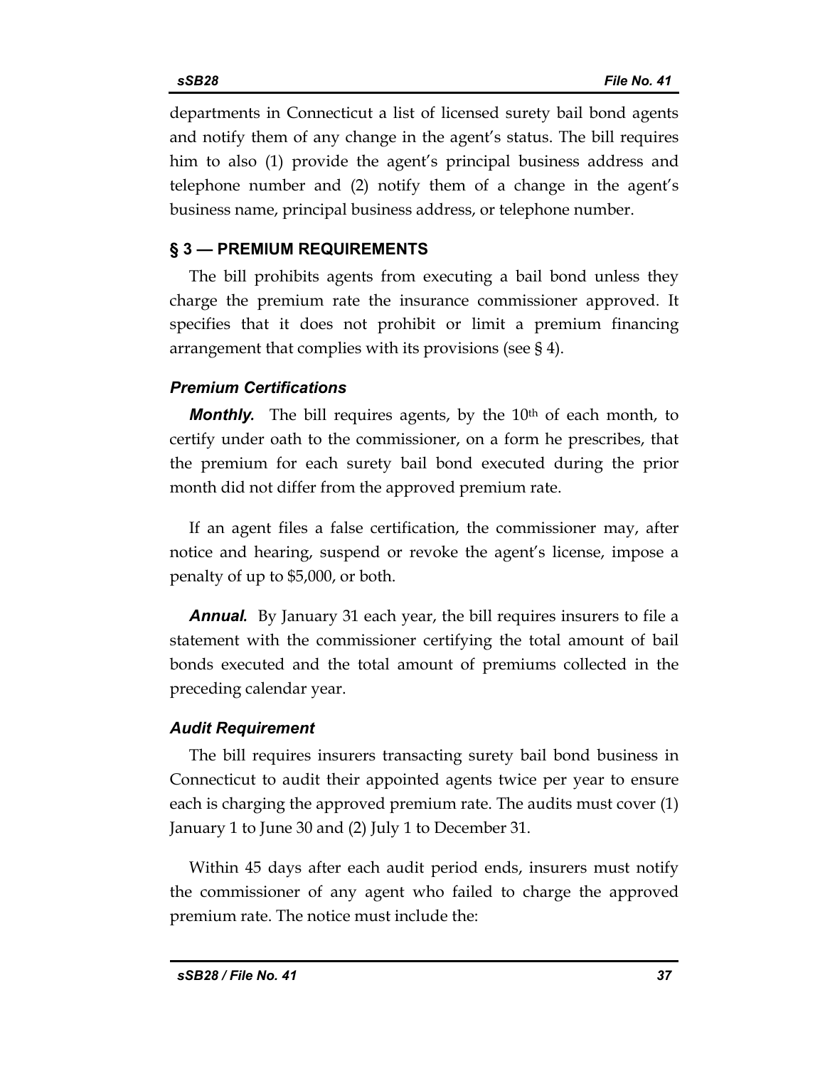departments in Connecticut a list of licensed surety bail bond agents and notify them of any change in the agent's status. The bill requires him to also (1) provide the agent's principal business address and telephone number and (2) notify them of a change in the agent's business name, principal business address, or telephone number.

## § 3 — PREMIUM REQUIREMENTS

The bill prohibits agents from executing a bail bond unless they charge the premium rate the insurance commissioner approved. It specifies that it does not prohibit or limit a premium financing arrangement that complies with its provisions (see § 4).

### *Premium Certifications*

***Monthly.*** The bill requires agents, by the 10th of each month, to certify under oath to the commissioner, on a form he prescribes, that the premium for each surety bail bond executed during the prior month did not differ from the approved premium rate.

If an agent files a false certification, the commissioner may, after notice and hearing, suspend or revoke the agent's license, impose a penalty of up to $5,000, or both.

***Annual.*** By January 31 each year, the bill requires insurers to file a statement with the commissioner certifying the total amount of bail bonds executed and the total amount of premiums collected in the preceding calendar year.

### *Audit Requirement*

The bill requires insurers transacting surety bail bond business in Connecticut to audit their appointed agents twice per year to ensure each is charging the approved premium rate. The audits must cover (1) January 1 to June 30 and (2) July 1 to December 31.

Within 45 days after each audit period ends, insurers must notify the commissioner of any agent who failed to charge the approved premium rate. The notice must include the: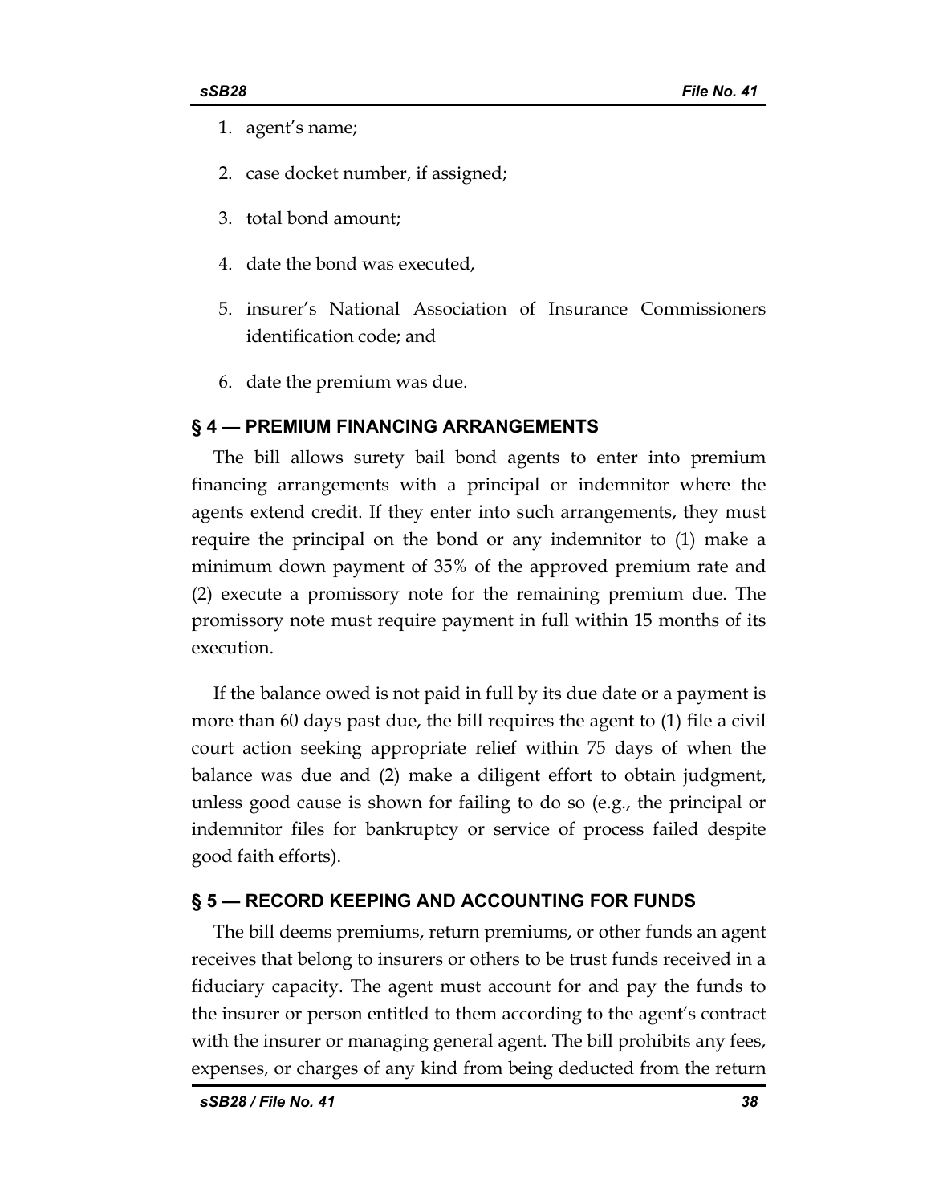1. agent's name;
2. case docket number, if assigned;
3. total bond amount;
4. date the bond was executed,
5. insurer's National Association of Insurance Commissioners identification code; and
6. date the premium was due.

## § 4 — PREMIUM FINANCING ARRANGEMENTS

The bill allows surety bail bond agents to enter into premium financing arrangements with a principal or indemnitor where the agents extend credit. If they enter into such arrangements, they must require the principal on the bond or any indemnitor to (1) make a minimum down payment of 35% of the approved premium rate and (2) execute a promissory note for the remaining premium due. The promissory note must require payment in full within 15 months of its execution.

If the balance owed is not paid in full by its due date or a payment is more than 60 days past due, the bill requires the agent to (1) file a civil court action seeking appropriate relief within 75 days of when the balance was due and (2) make a diligent effort to obtain judgment, unless good cause is shown for failing to do so (e.g., the principal or indemnitor files for bankruptcy or service of process failed despite good faith efforts).

## § 5 — RECORD KEEPING AND ACCOUNTING FOR FUNDS

The bill deems premiums, return premiums, or other funds an agent receives that belong to insurers or others to be trust funds received in a fiduciary capacity. The agent must account for and pay the funds to the insurer or person entitled to them according to the agent's contract with the insurer or managing general agent. The bill prohibits any fees, expenses, or charges of any kind from being deducted from the return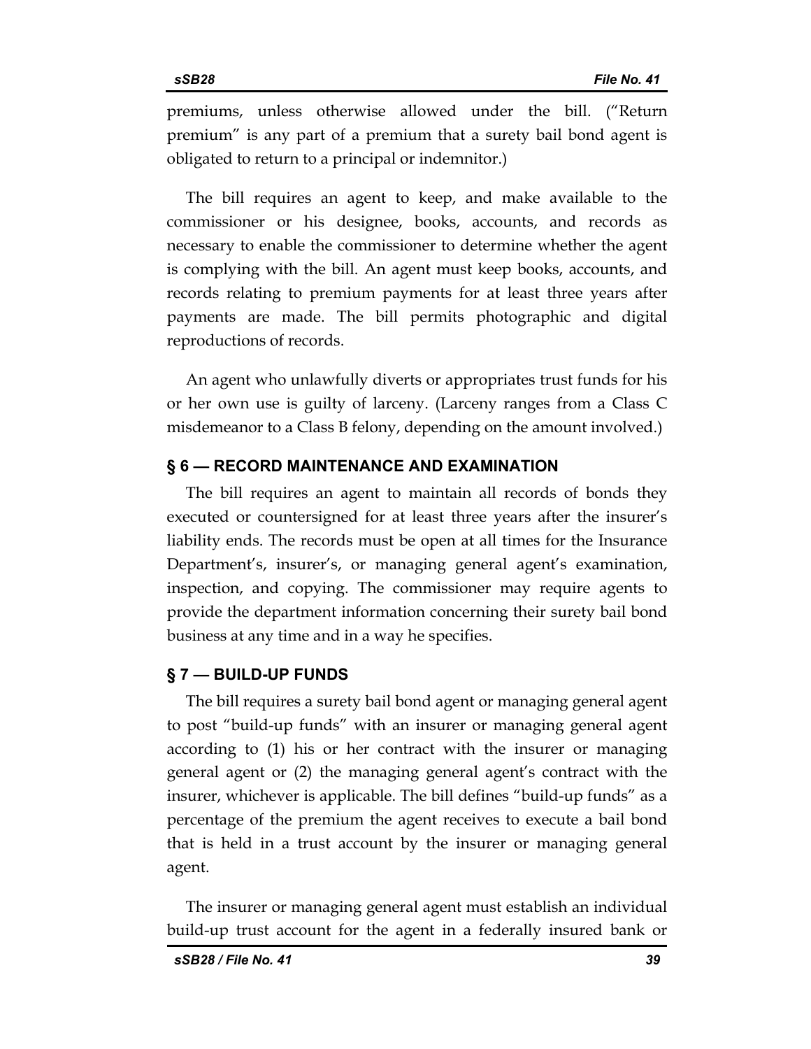premiums, unless otherwise allowed under the bill. ("Return premium" is any part of a premium that a surety bail bond agent is obligated to return to a principal or indemnitor.)

The bill requires an agent to keep, and make available to the commissioner or his designee, books, accounts, and records as necessary to enable the commissioner to determine whether the agent is complying with the bill. An agent must keep books, accounts, and records relating to premium payments for at least three years after payments are made. The bill permits photographic and digital reproductions of records.

An agent who unlawfully diverts or appropriates trust funds for his or her own use is guilty of larceny. (Larceny ranges from a Class C misdemeanor to a Class B felony, depending on the amount involved.)

## § 6 — RECORD MAINTENANCE AND EXAMINATION

The bill requires an agent to maintain all records of bonds they executed or countersigned for at least three years after the insurer's liability ends. The records must be open at all times for the Insurance Department's, insurer's, or managing general agent's examination, inspection, and copying. The commissioner may require agents to provide the department information concerning their surety bail bond business at any time and in a way he specifies.

## § 7 — BUILD-UP FUNDS

The bill requires a surety bail bond agent or managing general agent to post "build-up funds" with an insurer or managing general agent according to (1) his or her contract with the insurer or managing general agent or (2) the managing general agent's contract with the insurer, whichever is applicable. The bill defines "build-up funds" as a percentage of the premium the agent receives to execute a bail bond that is held in a trust account by the insurer or managing general agent.

The insurer or managing general agent must establish an individual build-up trust account for the agent in a federally insured bank or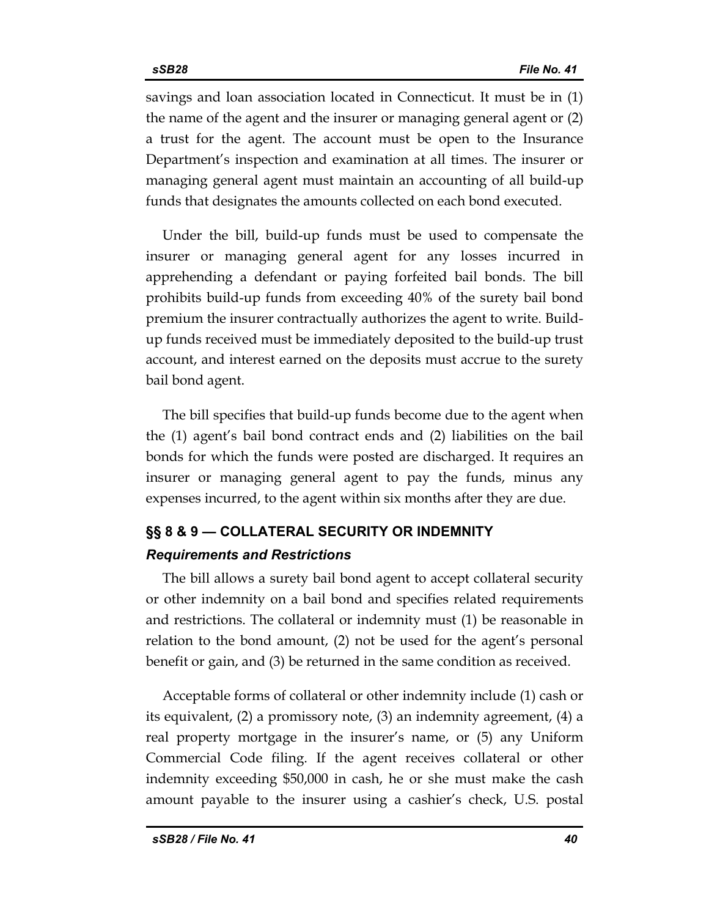savings and loan association located in Connecticut. It must be in (1) the name of the agent and the insurer or managing general agent or (2) a trust for the agent. The account must be open to the Insurance Department's inspection and examination at all times. The insurer or managing general agent must maintain an accounting of all build-up funds that designates the amounts collected on each bond executed.

Under the bill, build-up funds must be used to compensate the insurer or managing general agent for any losses incurred in apprehending a defendant or paying forfeited bail bonds. The bill prohibits build-up funds from exceeding 40% of the surety bail bond premium the insurer contractually authorizes the agent to write. Build-up funds received must be immediately deposited to the build-up trust account, and interest earned on the deposits must accrue to the surety bail bond agent.

The bill specifies that build-up funds become due to the agent when the (1) agent's bail bond contract ends and (2) liabilities on the bail bonds for which the funds were posted are discharged. It requires an insurer or managing general agent to pay the funds, minus any expenses incurred, to the agent within six months after they are due.

## §§ 8 & 9 — COLLATERAL SECURITY OR INDEMNITY

### *Requirements and Restrictions*

The bill allows a surety bail bond agent to accept collateral security or other indemnity on a bail bond and specifies related requirements and restrictions. The collateral or indemnity must (1) be reasonable in relation to the bond amount, (2) not be used for the agent's personal benefit or gain, and (3) be returned in the same condition as received.

Acceptable forms of collateral or other indemnity include (1) cash or its equivalent, (2) a promissory note, (3) an indemnity agreement, (4) a real property mortgage in the insurer's name, or (5) any Uniform Commercial Code filing. If the agent receives collateral or other indemnity exceeding $50,000 in cash, he or she must make the cash amount payable to the insurer using a cashier's check, U.S. postal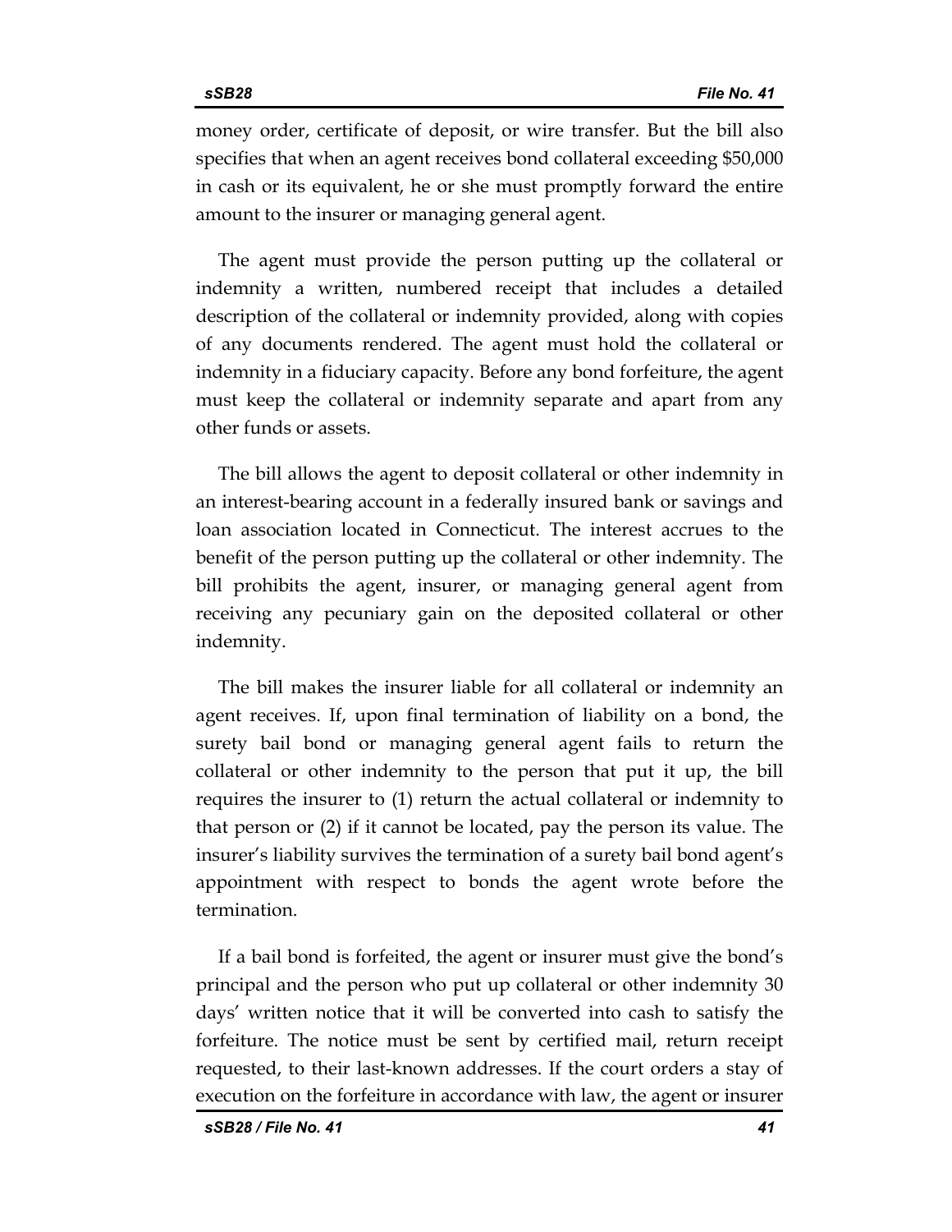money order, certificate of deposit, or wire transfer. But the bill also specifies that when an agent receives bond collateral exceeding $50,000 in cash or its equivalent, he or she must promptly forward the entire amount to the insurer or managing general agent.

The agent must provide the person putting up the collateral or indemnity a written, numbered receipt that includes a detailed description of the collateral or indemnity provided, along with copies of any documents rendered. The agent must hold the collateral or indemnity in a fiduciary capacity. Before any bond forfeiture, the agent must keep the collateral or indemnity separate and apart from any other funds or assets.

The bill allows the agent to deposit collateral or other indemnity in an interest-bearing account in a federally insured bank or savings and loan association located in Connecticut. The interest accrues to the benefit of the person putting up the collateral or other indemnity. The bill prohibits the agent, insurer, or managing general agent from receiving any pecuniary gain on the deposited collateral or other indemnity.

The bill makes the insurer liable for all collateral or indemnity an agent receives. If, upon final termination of liability on a bond, the surety bail bond or managing general agent fails to return the collateral or other indemnity to the person that put it up, the bill requires the insurer to (1) return the actual collateral or indemnity to that person or (2) if it cannot be located, pay the person its value. The insurer's liability survives the termination of a surety bail bond agent's appointment with respect to bonds the agent wrote before the termination.

If a bail bond is forfeited, the agent or insurer must give the bond's principal and the person who put up collateral or other indemnity 30 days' written notice that it will be converted into cash to satisfy the forfeiture. The notice must be sent by certified mail, return receipt requested, to their last-known addresses. If the court orders a stay of execution on the forfeiture in accordance with law, the agent or insurer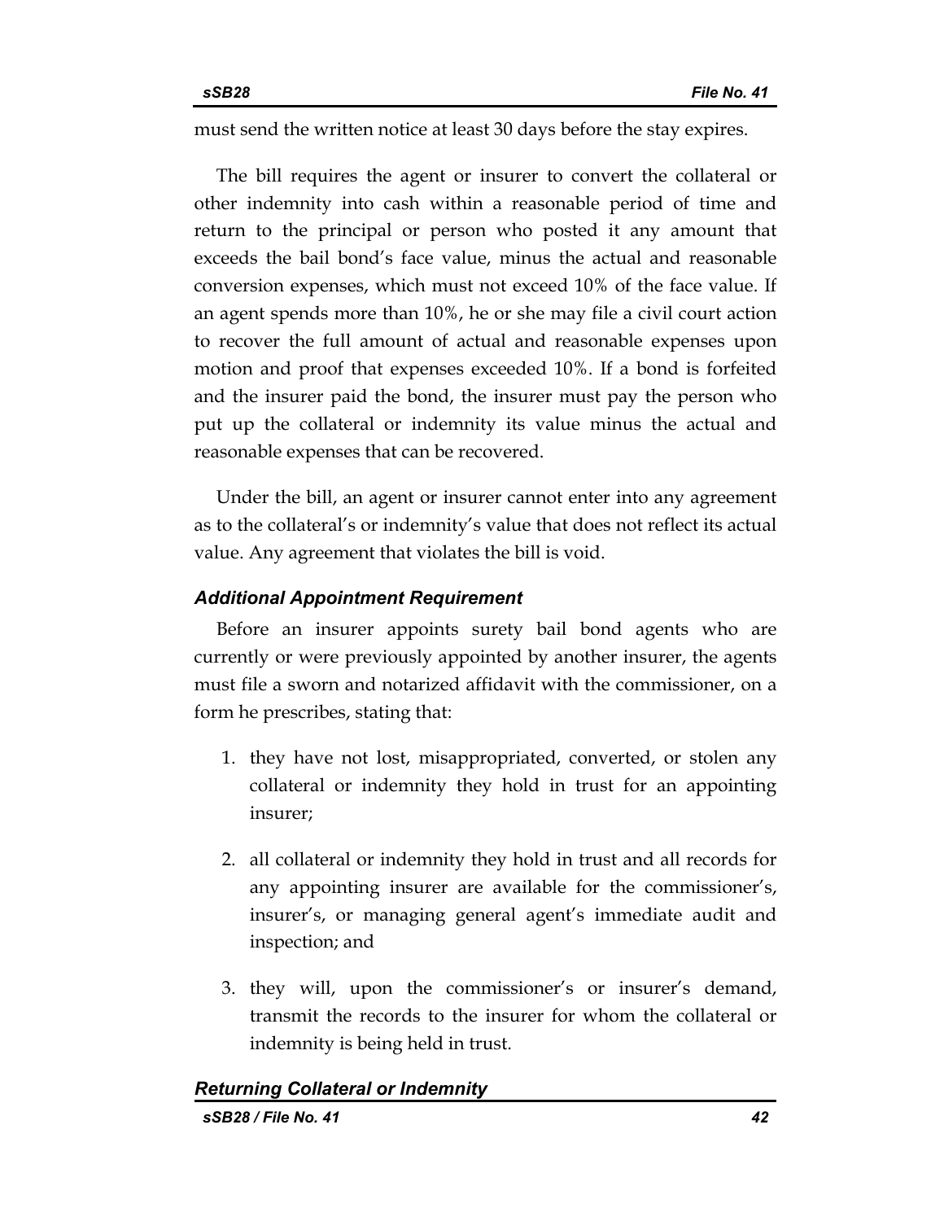must send the written notice at least 30 days before the stay expires.

The bill requires the agent or insurer to convert the collateral or other indemnity into cash within a reasonable period of time and return to the principal or person who posted it any amount that exceeds the bail bond's face value, minus the actual and reasonable conversion expenses, which must not exceed 10% of the face value. If an agent spends more than 10%, he or she may file a civil court action to recover the full amount of actual and reasonable expenses upon motion and proof that expenses exceeded 10%. If a bond is forfeited and the insurer paid the bond, the insurer must pay the person who put up the collateral or indemnity its value minus the actual and reasonable expenses that can be recovered.

Under the bill, an agent or insurer cannot enter into any agreement as to the collateral's or indemnity's value that does not reflect its actual value. Any agreement that violates the bill is void.

### *Additional Appointment Requirement*

Before an insurer appoints surety bail bond agents who are currently or were previously appointed by another insurer, the agents must file a sworn and notarized affidavit with the commissioner, on a form he prescribes, stating that:

1. they have not lost, misappropriated, converted, or stolen any collateral or indemnity they hold in trust for an appointing insurer;
2. all collateral or indemnity they hold in trust and all records for any appointing insurer are available for the commissioner's, insurer's, or managing general agent's immediate audit and inspection; and
3. they will, upon the commissioner's or insurer's demand, transmit the records to the insurer for whom the collateral or indemnity is being held in trust.

### *Returning Collateral or Indemnity*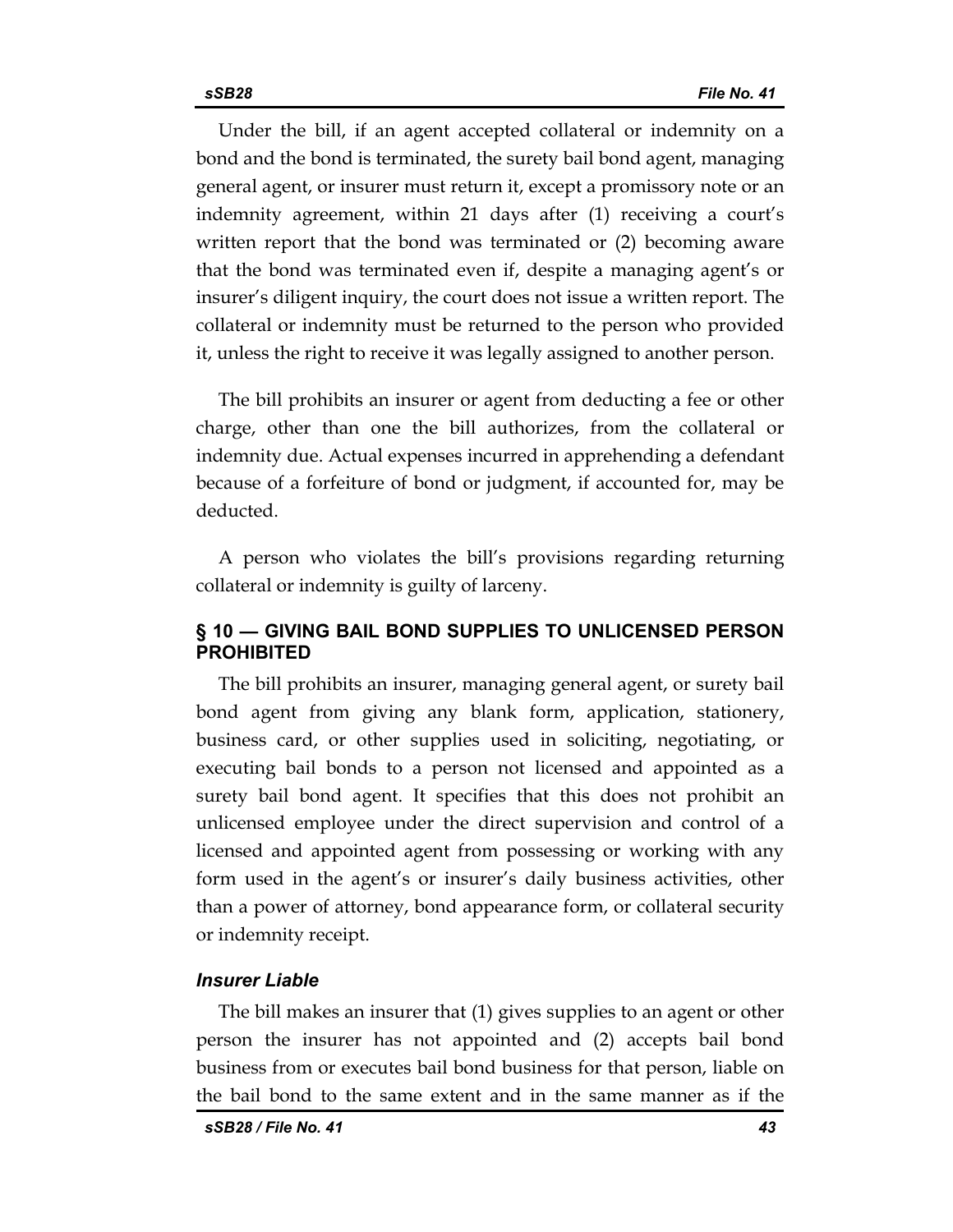Under the bill, if an agent accepted collateral or indemnity on a bond and the bond is terminated, the surety bail bond agent, managing general agent, or insurer must return it, except a promissory note or an indemnity agreement, within 21 days after (1) receiving a court's written report that the bond was terminated or (2) becoming aware that the bond was terminated even if, despite a managing agent's or insurer's diligent inquiry, the court does not issue a written report. The collateral or indemnity must be returned to the person who provided it, unless the right to receive it was legally assigned to another person.

The bill prohibits an insurer or agent from deducting a fee or other charge, other than one the bill authorizes, from the collateral or indemnity due. Actual expenses incurred in apprehending a defendant because of a forfeiture of bond or judgment, if accounted for, may be deducted.

A person who violates the bill's provisions regarding returning collateral or indemnity is guilty of larceny.

## § 10 — GIVING BAIL BOND SUPPLIES TO UNLICENSED PERSON PROHIBITED

The bill prohibits an insurer, managing general agent, or surety bail bond agent from giving any blank form, application, stationery, business card, or other supplies used in soliciting, negotiating, or executing bail bonds to a person not licensed and appointed as a surety bail bond agent. It specifies that this does not prohibit an unlicensed employee under the direct supervision and control of a licensed and appointed agent from possessing or working with any form used in the agent's or insurer's daily business activities, other than a power of attorney, bond appearance form, or collateral security or indemnity receipt.

### *Insurer Liable*

The bill makes an insurer that (1) gives supplies to an agent or other person the insurer has not appointed and (2) accepts bail bond business from or executes bail bond business for that person, liable on the bail bond to the same extent and in the same manner as if the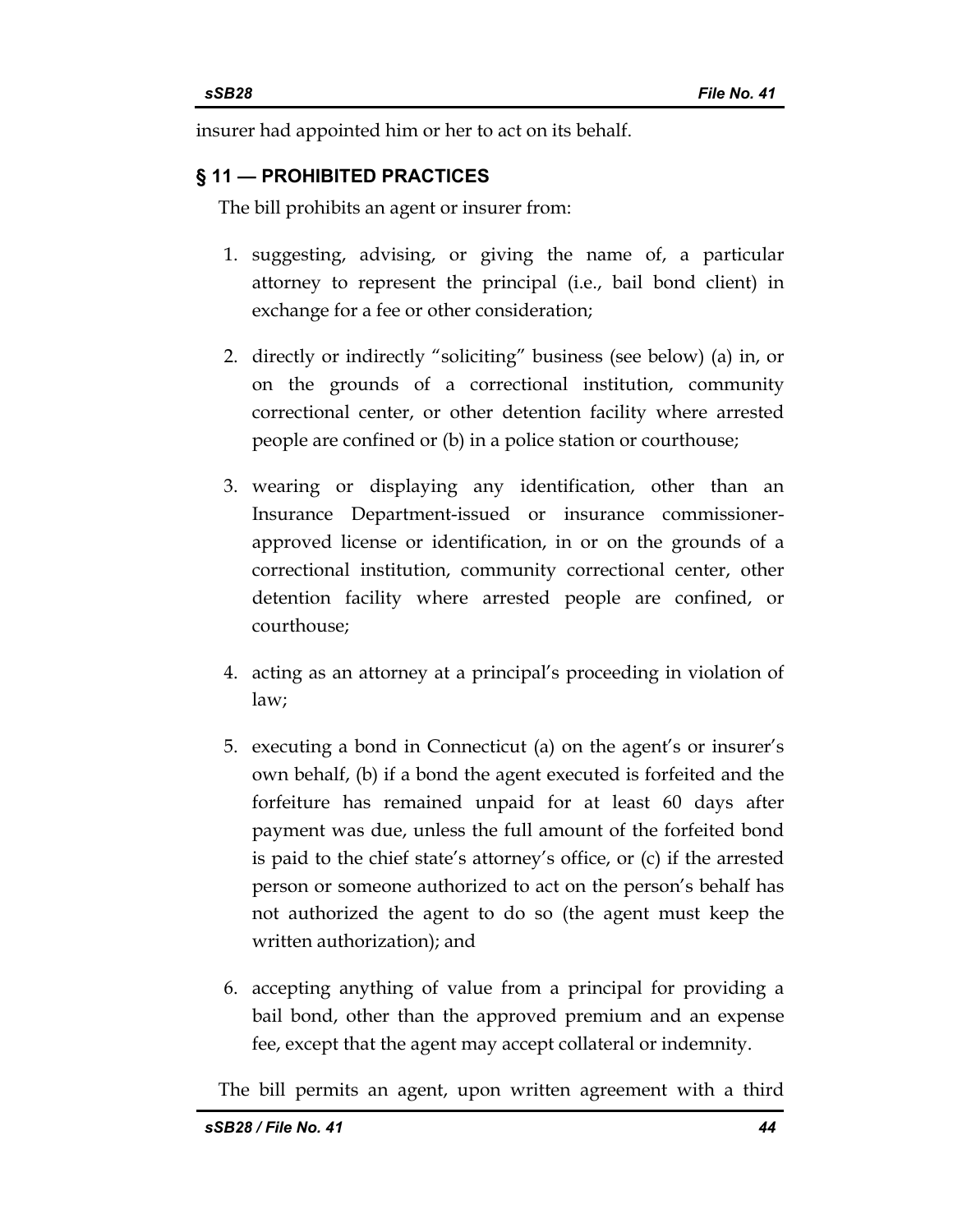insurer had appointed him or her to act on its behalf.

## § 11 — PROHIBITED PRACTICES

The bill prohibits an agent or insurer from:

1. suggesting, advising, or giving the name of, a particular attorney to represent the principal (i.e., bail bond client) in exchange for a fee or other consideration;

2. directly or indirectly "soliciting" business (see below) (a) in, or on the grounds of a correctional institution, community correctional center, or other detention facility where arrested people are confined or (b) in a police station or courthouse;

3. wearing or displaying any identification, other than an Insurance Department-issued or insurance commissioner-approved license or identification, in or on the grounds of a correctional institution, community correctional center, other detention facility where arrested people are confined, or courthouse;

4. acting as an attorney at a principal's proceeding in violation of law;

5. executing a bond in Connecticut (a) on the agent's or insurer's own behalf, (b) if a bond the agent executed is forfeited and the forfeiture has remained unpaid for at least 60 days after payment was due, unless the full amount of the forfeited bond is paid to the chief state's attorney's office, or (c) if the arrested person or someone authorized to act on the person's behalf has not authorized the agent to do so (the agent must keep the written authorization); and

6. accepting anything of value from a principal for providing a bail bond, other than the approved premium and an expense fee, except that the agent may accept collateral or indemnity.

The bill permits an agent, upon written agreement with a third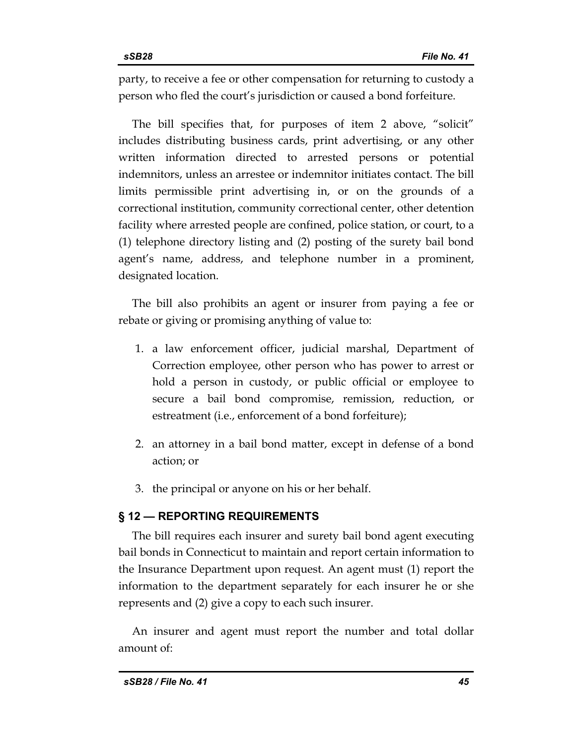party, to receive a fee or other compensation for returning to custody a person who fled the court's jurisdiction or caused a bond forfeiture.

The bill specifies that, for purposes of item 2 above, "solicit" includes distributing business cards, print advertising, or any other written information directed to arrested persons or potential indemnitors, unless an arrestee or indemnitor initiates contact. The bill limits permissible print advertising in, or on the grounds of a correctional institution, community correctional center, other detention facility where arrested people are confined, police station, or court, to a (1) telephone directory listing and (2) posting of the surety bail bond agent's name, address, and telephone number in a prominent, designated location.

The bill also prohibits an agent or insurer from paying a fee or rebate or giving or promising anything of value to:

1. a law enforcement officer, judicial marshal, Department of Correction employee, other person who has power to arrest or hold a person in custody, or public official or employee to secure a bail bond compromise, remission, reduction, or estreatment (i.e., enforcement of a bond forfeiture);
2. an attorney in a bail bond matter, except in defense of a bond action; or
3. the principal or anyone on his or her behalf.

## § 12 — REPORTING REQUIREMENTS

The bill requires each insurer and surety bail bond agent executing bail bonds in Connecticut to maintain and report certain information to the Insurance Department upon request. An agent must (1) report the information to the department separately for each insurer he or she represents and (2) give a copy to each such insurer.

An insurer and agent must report the number and total dollar amount of: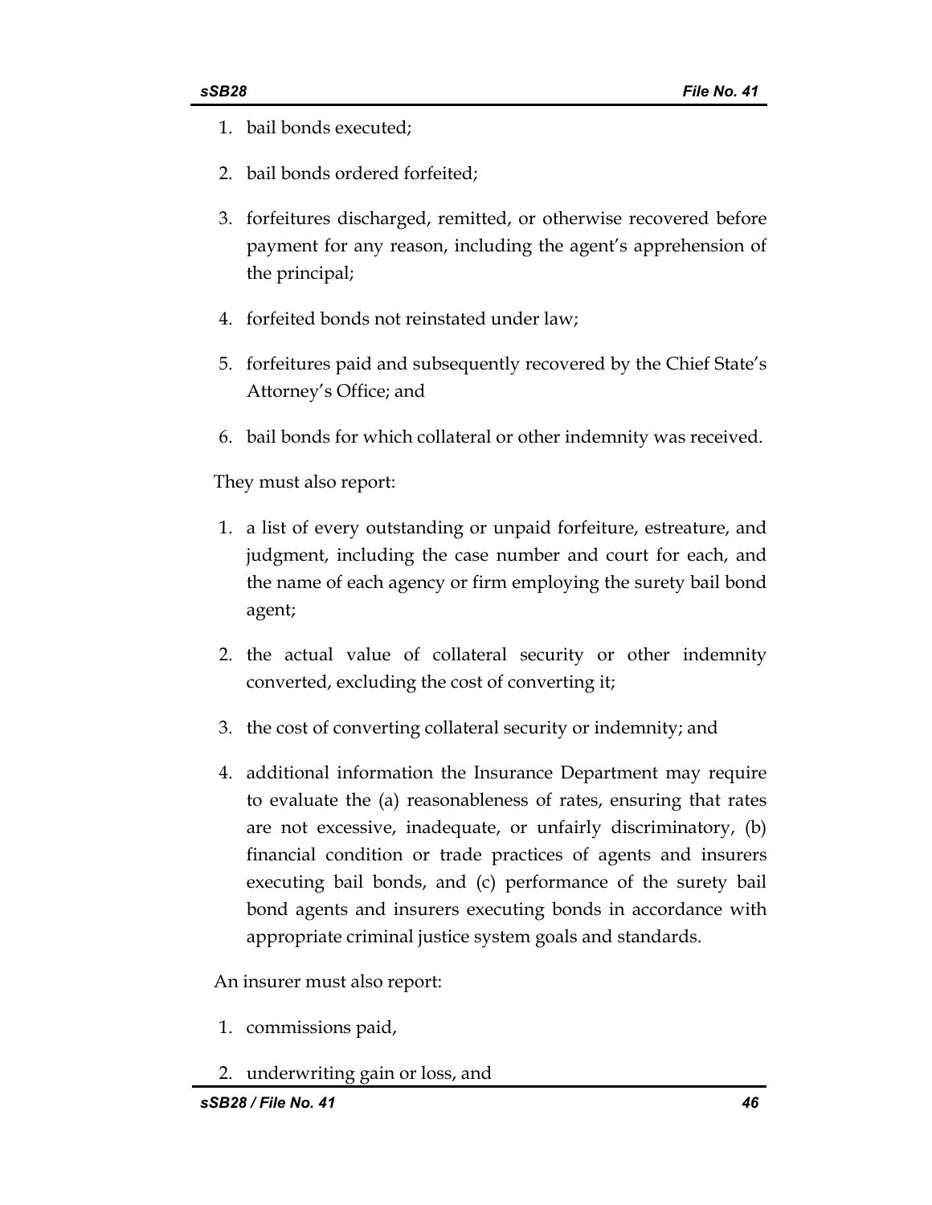1. bail bonds executed;
2. bail bonds ordered forfeited;
3. forfeitures discharged, remitted, or otherwise recovered before payment for any reason, including the agent's apprehension of the principal;
4. forfeited bonds not reinstated under law;
5. forfeitures paid and subsequently recovered by the Chief State's Attorney's Office; and
6. bail bonds for which collateral or other indemnity was received.

They must also report:

1. a list of every outstanding or unpaid forfeiture, estreature, and judgment, including the case number and court for each, and the name of each agency or firm employing the surety bail bond agent;
2. the actual value of collateral security or other indemnity converted, excluding the cost of converting it;
3. the cost of converting collateral security or indemnity; and
4. additional information the Insurance Department may require to evaluate the (a) reasonableness of rates, ensuring that rates are not excessive, inadequate, or unfairly discriminatory, (b) financial condition or trade practices of agents and insurers executing bail bonds, and (c) performance of the surety bail bond agents and insurers executing bonds in accordance with appropriate criminal justice system goals and standards.

An insurer must also report:

1. commissions paid,
2. underwriting gain or loss, and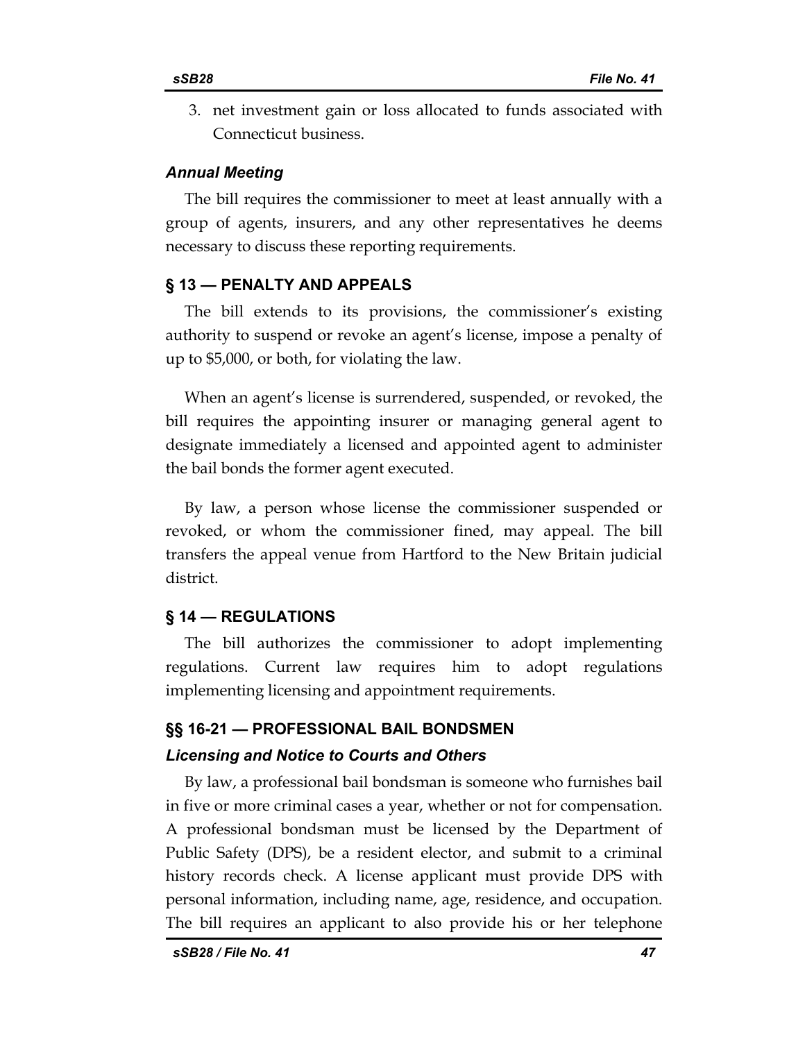3. net investment gain or loss allocated to funds associated with Connecticut business.

### *Annual Meeting*

The bill requires the commissioner to meet at least annually with a group of agents, insurers, and any other representatives he deems necessary to discuss these reporting requirements.

## § 13 — PENALTY AND APPEALS

The bill extends to its provisions, the commissioner's existing authority to suspend or revoke an agent's license, impose a penalty of up to $5,000, or both, for violating the law.

When an agent's license is surrendered, suspended, or revoked, the bill requires the appointing insurer or managing general agent to designate immediately a licensed and appointed agent to administer the bail bonds the former agent executed.

By law, a person whose license the commissioner suspended or revoked, or whom the commissioner fined, may appeal. The bill transfers the appeal venue from Hartford to the New Britain judicial district.

## § 14 — REGULATIONS

The bill authorizes the commissioner to adopt implementing regulations. Current law requires him to adopt regulations implementing licensing and appointment requirements.

## §§ 16-21 — PROFESSIONAL BAIL BONDSMEN

### *Licensing and Notice to Courts and Others*

By law, a professional bail bondsman is someone who furnishes bail in five or more criminal cases a year, whether or not for compensation. A professional bondsman must be licensed by the Department of Public Safety (DPS), be a resident elector, and submit to a criminal history records check. A license applicant must provide DPS with personal information, including name, age, residence, and occupation. The bill requires an applicant to also provide his or her telephone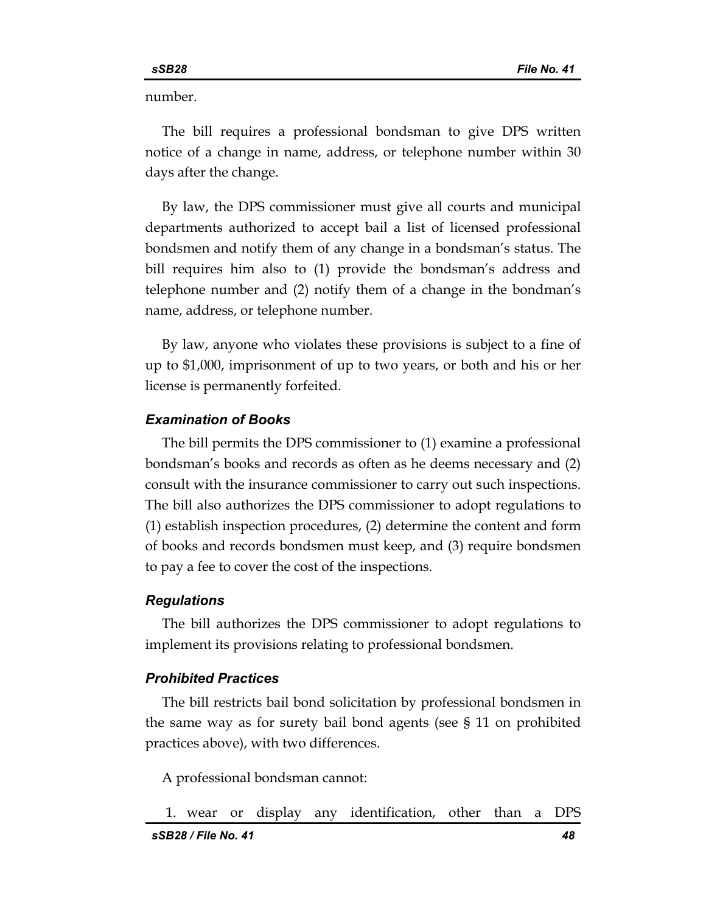number.

The bill requires a professional bondsman to give DPS written notice of a change in name, address, or telephone number within 30 days after the change.

By law, the DPS commissioner must give all courts and municipal departments authorized to accept bail a list of licensed professional bondsmen and notify them of any change in a bondsman's status. The bill requires him also to (1) provide the bondsman's address and telephone number and (2) notify them of a change in the bondman's name, address, or telephone number.

By law, anyone who violates these provisions is subject to a fine of up to $1,000, imprisonment of up to two years, or both and his or her license is permanently forfeited.

### *Examination of Books*

The bill permits the DPS commissioner to (1) examine a professional bondsman's books and records as often as he deems necessary and (2) consult with the insurance commissioner to carry out such inspections. The bill also authorizes the DPS commissioner to adopt regulations to (1) establish inspection procedures, (2) determine the content and form of books and records bondsmen must keep, and (3) require bondsmen to pay a fee to cover the cost of the inspections.

### *Regulations*

The bill authorizes the DPS commissioner to adopt regulations to implement its provisions relating to professional bondsmen.

### *Prohibited Practices*

The bill restricts bail bond solicitation by professional bondsmen in the same way as for surety bail bond agents (see § 11 on prohibited practices above), with two differences.

A professional bondsman cannot:

1. wear or display any identification, other than a DPS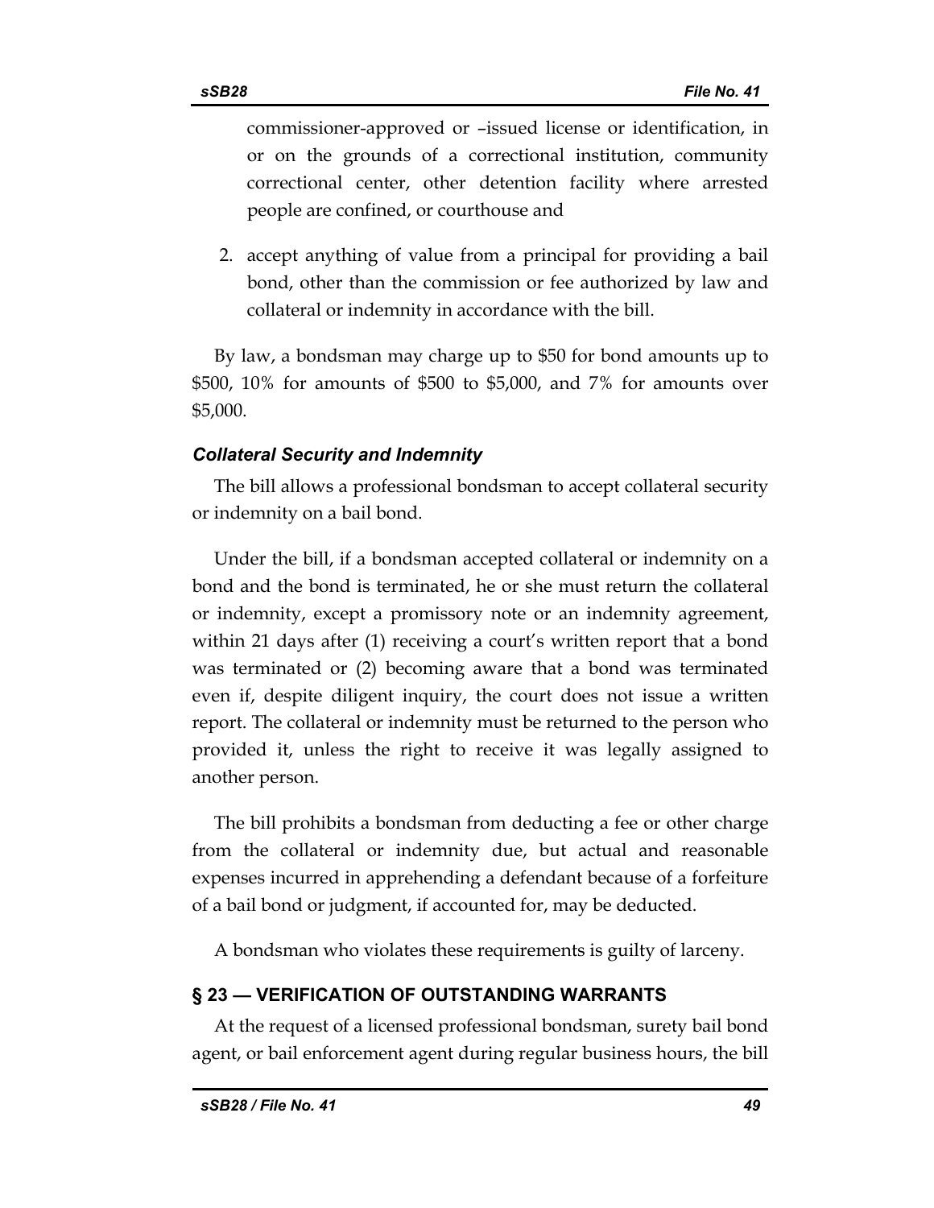commissioner-approved or –issued license or identification, in or on the grounds of a correctional institution, community correctional center, other detention facility where arrested people are confined, or courthouse and

2. accept anything of value from a principal for providing a bail bond, other than the commission or fee authorized by law and collateral or indemnity in accordance with the bill.

By law, a bondsman may charge up to $50 for bond amounts up to $500, 10% for amounts of $500 to $5,000, and 7% for amounts over $5,000.

### *Collateral Security and Indemnity*

The bill allows a professional bondsman to accept collateral security or indemnity on a bail bond.

Under the bill, if a bondsman accepted collateral or indemnity on a bond and the bond is terminated, he or she must return the collateral or indemnity, except a promissory note or an indemnity agreement, within 21 days after (1) receiving a court's written report that a bond was terminated or (2) becoming aware that a bond was terminated even if, despite diligent inquiry, the court does not issue a written report. The collateral or indemnity must be returned to the person who provided it, unless the right to receive it was legally assigned to another person.

The bill prohibits a bondsman from deducting a fee or other charge from the collateral or indemnity due, but actual and reasonable expenses incurred in apprehending a defendant because of a forfeiture of a bail bond or judgment, if accounted for, may be deducted.

A bondsman who violates these requirements is guilty of larceny.

## § 23 — VERIFICATION OF OUTSTANDING WARRANTS

At the request of a licensed professional bondsman, surety bail bond agent, or bail enforcement agent during regular business hours, the bill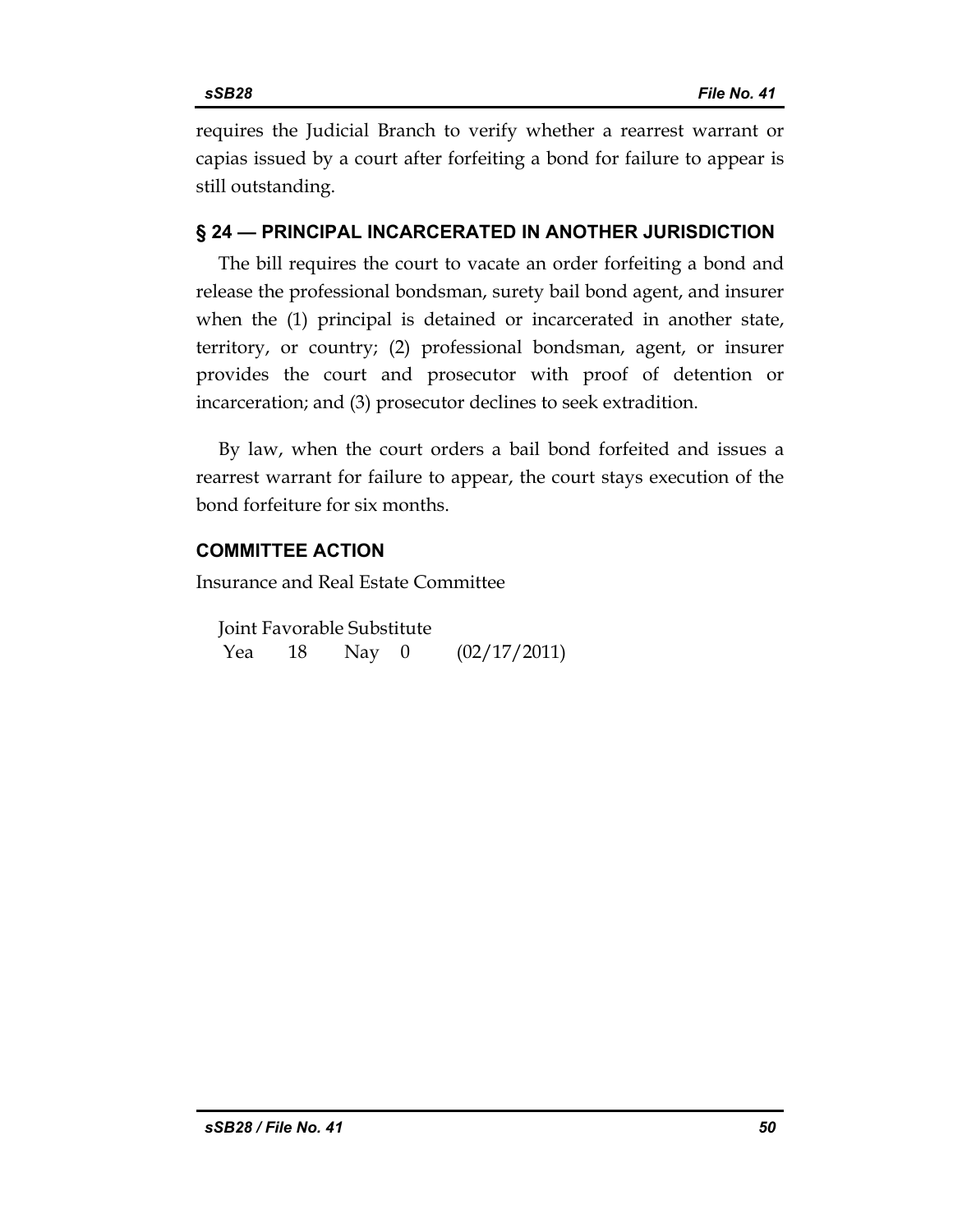requires the Judicial Branch to verify whether a rearrest warrant or capias issued by a court after forfeiting a bond for failure to appear is still outstanding.

## § 24 — PRINCIPAL INCARCERATED IN ANOTHER JURISDICTION

The bill requires the court to vacate an order forfeiting a bond and release the professional bondsman, surety bail bond agent, and insurer when the (1) principal is detained or incarcerated in another state, territory, or country; (2) professional bondsman, agent, or insurer provides the court and prosecutor with proof of detention or incarceration; and (3) prosecutor declines to seek extradition.

By law, when the court orders a bail bond forfeited and issues a rearrest warrant for failure to appear, the court stays execution of the bond forfeiture for six months.

## COMMITTEE ACTION

Insurance and Real Estate Committee

Joint Favorable Substitute
Yea 18 Nay 0 (02/17/2011)